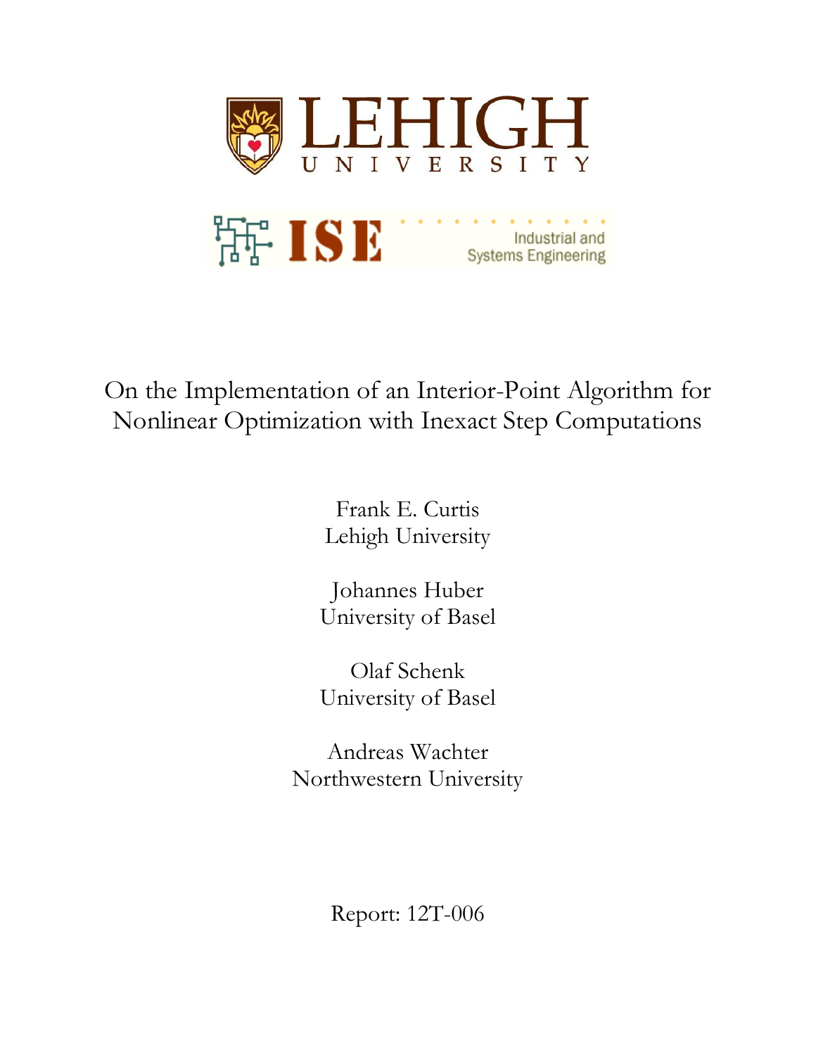LEHIGH UNIVERSITY

ISE Industrial and Systems Engineering

# On the Implementation of an Interior-Point Algorithm for Nonlinear Optimization with Inexact Step Computations

Frank E. Curtis
Lehigh University

Johannes Huber
University of Basel

Olaf Schenk
University of Basel

Andreas Wachter
Northwestern University

Report: 12T-006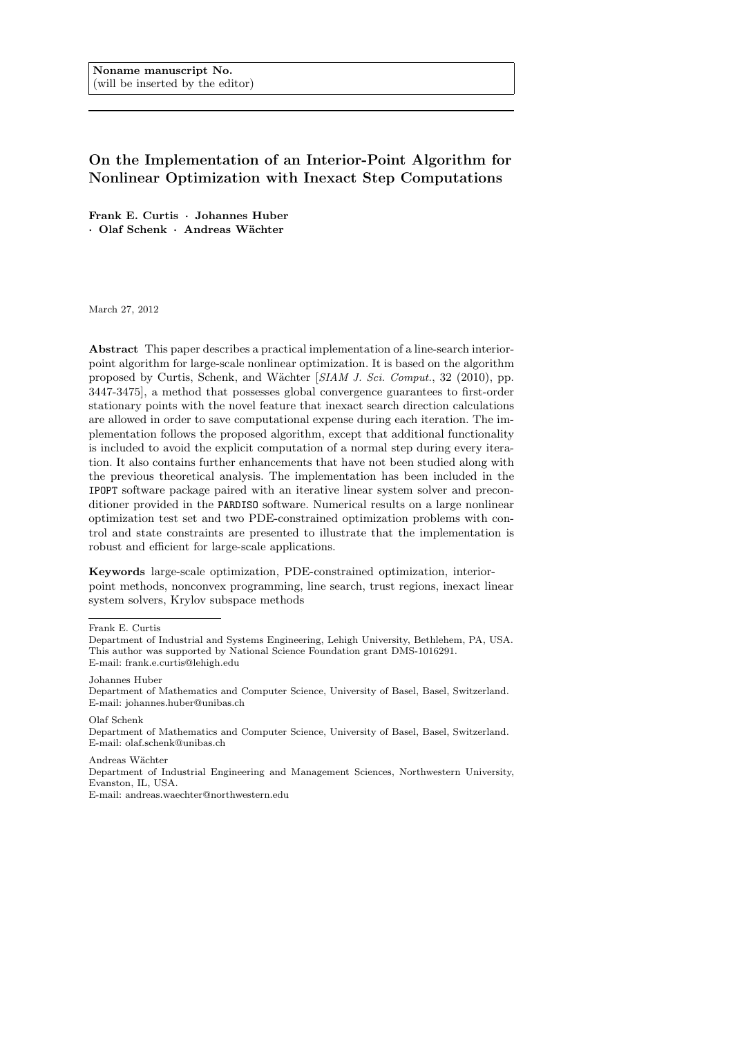Noname manuscript No.
(will be inserted by the editor)

# On the Implementation of an Interior-Point Algorithm for Nonlinear Optimization with Inexact Step Computations

**Frank E. Curtis · Johannes Huber · Olaf Schenk · Andreas Wächter**

March 27, 2012

**Abstract** This paper describes a practical implementation of a line-search interior-point algorithm for large-scale nonlinear optimization. It is based on the algorithm proposed by Curtis, Schenk, and Wächter [*SIAM J. Sci. Comput.*, 32 (2010), pp. 3447-3475], a method that possesses global convergence guarantees to first-order stationary points with the novel feature that inexact search direction calculations are allowed in order to save computational expense during each iteration. The implementation follows the proposed algorithm, except that additional functionality is included to avoid the explicit computation of a normal step during every iteration. It also contains further enhancements that have not been studied along with the previous theoretical analysis. The implementation has been included in the IPOPT software package paired with an iterative linear system solver and preconditioner provided in the PARDISO software. Numerical results on a large nonlinear optimization test set and two PDE-constrained optimization problems with control and state constraints are presented to illustrate that the implementation is robust and efficient for large-scale applications.

**Keywords** large-scale optimization, PDE-constrained optimization, interior-point methods, nonconvex programming, line search, trust regions, inexact linear system solvers, Krylov subspace methods

---

Frank E. Curtis
Department of Industrial and Systems Engineering, Lehigh University, Bethlehem, PA, USA.
This author was supported by National Science Foundation grant DMS-1016291.
E-mail: frank.e.curtis@lehigh.edu

Johannes Huber
Department of Mathematics and Computer Science, University of Basel, Basel, Switzerland.
E-mail: johannes.huber@unibas.ch

Olaf Schenk
Department of Mathematics and Computer Science, University of Basel, Basel, Switzerland.
E-mail: olaf.schenk@unibas.ch

Andreas Wächter
Department of Industrial Engineering and Management Sciences, Northwestern University, Evanston, IL, USA.
E-mail: andreas.waechter@northwestern.edu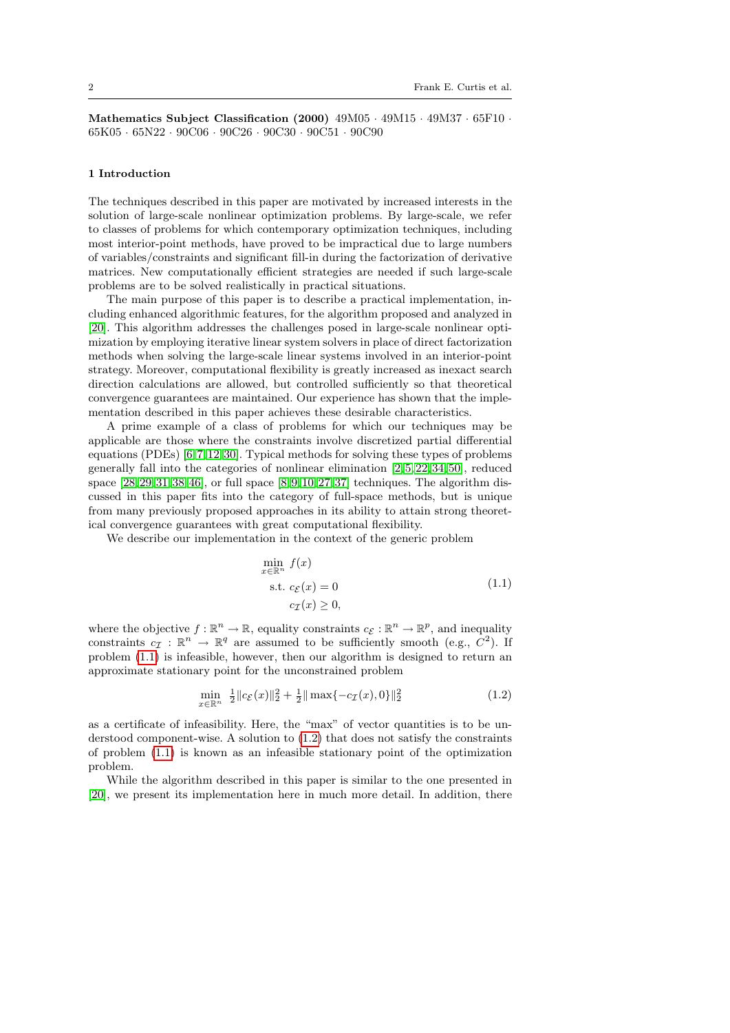**Mathematics Subject Classification (2000)** 49M05 · 49M15 · 49M37 · 65F10 · 65K05 · 65N22 · 90C06 · 90C26 · 90C30 · 90C51 · 90C90

## 1 Introduction

The techniques described in this paper are motivated by increased interests in the solution of large-scale nonlinear optimization problems. By large-scale, we refer to classes of problems for which contemporary optimization techniques, including most interior-point methods, have proved to be impractical due to large numbers of variables/constraints and significant fill-in during the factorization of derivative matrices. New computationally efficient strategies are needed if such large-scale problems are to be solved realistically in practical situations.

The main purpose of this paper is to describe a practical implementation, including enhanced algorithmic features, for the algorithm proposed and analyzed in [20]. This algorithm addresses the challenges posed in large-scale nonlinear optimization by employing iterative linear system solvers in place of direct factorization methods when solving the large-scale linear systems involved in an interior-point strategy. Moreover, computational flexibility is greatly increased as inexact search direction calculations are allowed, but controlled sufficiently so that theoretical convergence guarantees are maintained. Our experience has shown that the implementation described in this paper achieves these desirable characteristics.

A prime example of a class of problems for which our techniques may be applicable are those where the constraints involve discretized partial differential equations (PDEs) [6,7,12,30]. Typical methods for solving these types of problems generally fall into the categories of nonlinear elimination [2,5,22,34,50], reduced space [28,29,31,38,46], or full space [8,9,10,27,37] techniques. The algorithm discussed in this paper fits into the category of full-space methods, but is unique from many previously proposed approaches in its ability to attain strong theoretical convergence guarantees with great computational flexibility.

We describe our implementation in the context of the generic problem

$$
\begin{aligned}
\min_{x\in\mathbb{R}^n} \ & f(x) \\
\text{s.t. } & c_{\mathcal{E}}(x) = 0 \\
& c_{\mathcal{I}}(x) \geq 0,
\end{aligned}
\tag{1.1}
$$

where the objective $f : \mathbb{R}^n \to \mathbb{R}$, equality constraints $c_{\mathcal{E}} : \mathbb{R}^n \to \mathbb{R}^p$, and inequality constraints $c_{\mathcal{I}} : \mathbb{R}^n \to \mathbb{R}^q$ are assumed to be sufficiently smooth (e.g., $C^2$). If problem (1.1) is infeasible, however, then our algorithm is designed to return an approximate stationary point for the unconstrained problem

$$
\min_{x\in\mathbb{R}^n} \ \tfrac{1}{2}\|c_{\mathcal{E}}(x)\|_2^2 + \tfrac{1}{2}\|\max\{-c_{\mathcal{I}}(x), 0\}\|_2^2 \tag{1.2}
$$

as a certificate of infeasibility. Here, the "max" of vector quantities is to be understood component-wise. A solution to (1.2) that does not satisfy the constraints of problem (1.1) is known as an infeasible stationary point of the optimization problem.

While the algorithm described in this paper is similar to the one presented in [20], we present its implementation here in much more detail. In addition, there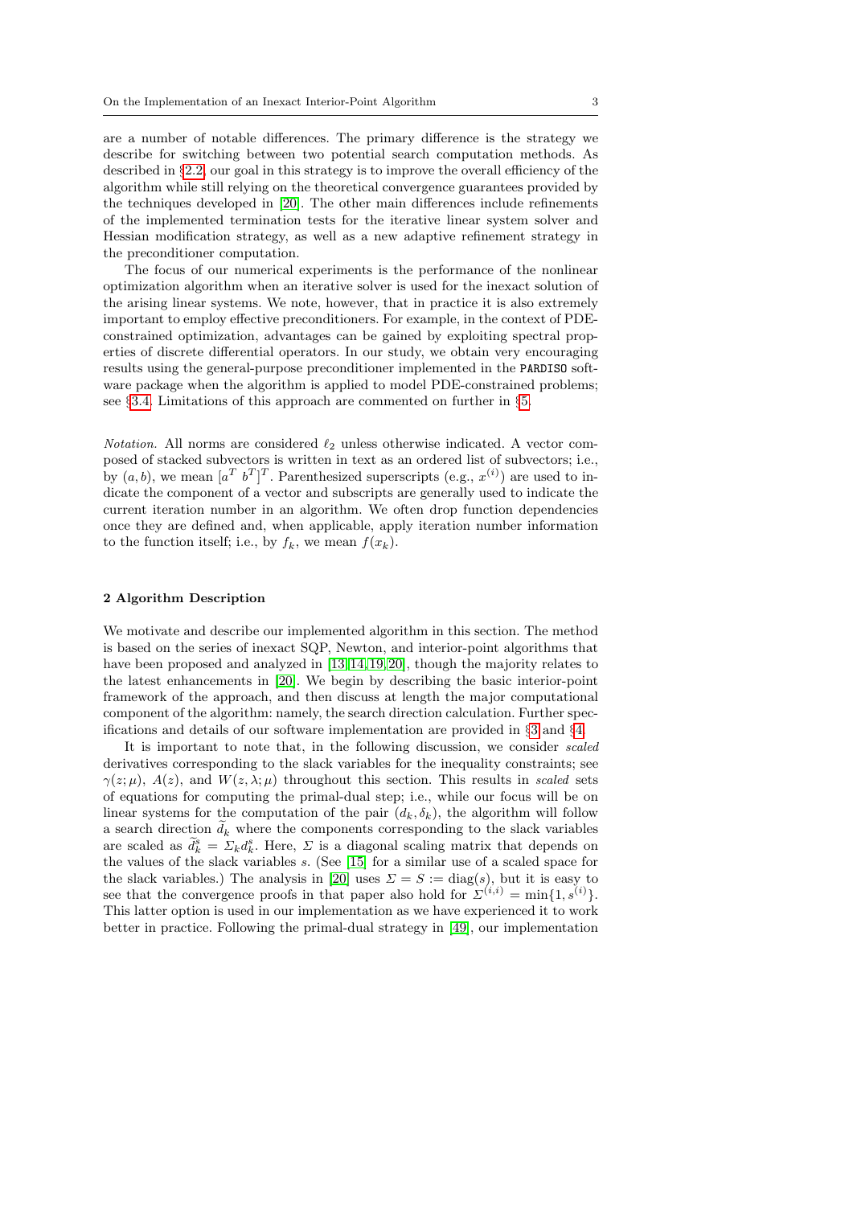are a number of notable differences. The primary difference is the strategy we describe for switching between two potential search computation methods. As described in §2.2, our goal in this strategy is to improve the overall efficiency of the algorithm while still relying on the theoretical convergence guarantees provided by the techniques developed in [20]. The other main differences include refinements of the implemented termination tests for the iterative linear system solver and Hessian modification strategy, as well as a new adaptive refinement strategy in the preconditioner computation.

The focus of our numerical experiments is the performance of the nonlinear optimization algorithm when an iterative solver is used for the inexact solution of the arising linear systems. We note, however, that in practice it is also extremely important to employ effective preconditioners. For example, in the context of PDE-constrained optimization, advantages can be gained by exploiting spectral properties of discrete differential operators. In our study, we obtain very encouraging results using the general-purpose preconditioner implemented in the `PARDISO` software package when the algorithm is applied to model PDE-constrained problems; see §3.4. Limitations of this approach are commented on further in §5.

*Notation.* All norms are considered $\ell_2$ unless otherwise indicated. A vector composed of stacked subvectors is written in text as an ordered list of subvectors; i.e., by $(a, b)$, we mean $[a^T \; b^T]^T$. Parenthesized superscripts (e.g., $x^{(i)}$) are used to indicate the component of a vector and subscripts are generally used to indicate the current iteration number in an algorithm. We often drop function dependencies once they are defined and, when applicable, apply iteration number information to the function itself; i.e., by $f_k$, we mean $f(x_k)$.

## 2 Algorithm Description

We motivate and describe our implemented algorithm in this section. The method is based on the series of inexact SQP, Newton, and interior-point algorithms that have been proposed and analyzed in [13,14,19,20], though the majority relates to the latest enhancements in [20]. We begin by describing the basic interior-point framework of the approach, and then discuss at length the major computational component of the algorithm: namely, the search direction calculation. Further specifications and details of our software implementation are provided in §3 and §4.

It is important to note that, in the following discussion, we consider *scaled* derivatives corresponding to the slack variables for the inequality constraints; see $\gamma(z; \mu)$, $A(z)$, and $W(z, \lambda; \mu)$ throughout this section. This results in *scaled* sets of equations for computing the primal-dual step; i.e., while our focus will be on linear systems for the computation of the pair $(d_k, \delta_k)$, the algorithm will follow a search direction $\widetilde{d}_k$ where the components corresponding to the slack variables are scaled as $\widetilde{d}_k^s = \Sigma_k d_k^s$. Here, $\Sigma$ is a diagonal scaling matrix that depends on the values of the slack variables $s$. (See [15] for a similar use of a scaled space for the slack variables.) The analysis in [20] uses $\Sigma = S := \mathrm{diag}(s)$, but it is easy to see that the convergence proofs in that paper also hold for $\Sigma^{(i,i)} = \min\{1, s^{(i)}\}$. This latter option is used in our implementation as we have experienced it to work better in practice. Following the primal-dual strategy in [49], our implementation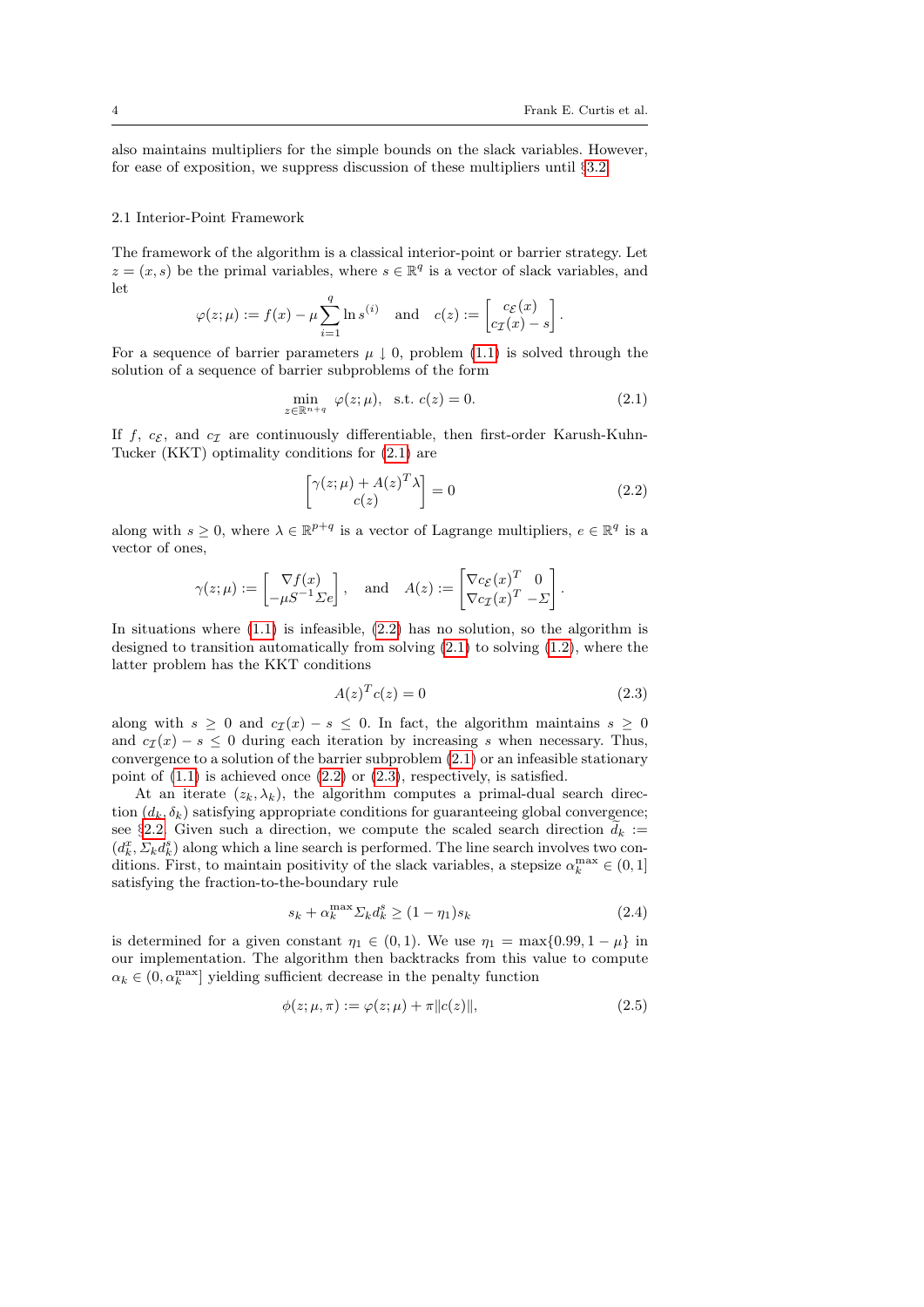also maintains multipliers for the simple bounds on the slack variables. However, for ease of exposition, we suppress discussion of these multipliers until §3.2.

### 2.1 Interior-Point Framework

The framework of the algorithm is a classical interior-point or barrier strategy. Let $z = (x, s)$ be the primal variables, where $s \in \mathbb{R}^q$ is a vector of slack variables, and let

$$\varphi(z;\mu) := f(x) - \mu \sum_{i=1}^{q} \ln s^{(i)} \quad \text{and} \quad c(z) := \begin{bmatrix} c_{\mathcal{E}}(x) \\ c_{\mathcal{I}}(x) - s \end{bmatrix}.$$

For a sequence of barrier parameters $\mu \downarrow 0$, problem (1.1) is solved through the solution of a sequence of barrier subproblems of the form

$$\min_{z \in \mathbb{R}^{n+q}} \; \varphi(z;\mu), \quad \text{s.t. } c(z) = 0. \tag{2.1}$$

If $f$, $c_{\mathcal{E}}$, and $c_{\mathcal{I}}$ are continuously differentiable, then first-order Karush-Kuhn-Tucker (KKT) optimality conditions for (2.1) are

$$\begin{bmatrix} \gamma(z;\mu) + A(z)^T \lambda \\ c(z) \end{bmatrix} = 0 \tag{2.2}$$

along with $s \geq 0$, where $\lambda \in \mathbb{R}^{p+q}$ is a vector of Lagrange multipliers, $e \in \mathbb{R}^q$ is a vector of ones,

$$\gamma(z;\mu) := \begin{bmatrix} \nabla f(x) \\ -\mu S^{-1} \Sigma e \end{bmatrix}, \quad \text{and} \quad A(z) := \begin{bmatrix} \nabla c_{\mathcal{E}}(x)^T & 0 \\ \nabla c_{\mathcal{I}}(x)^T & -\Sigma \end{bmatrix}.$$

In situations where (1.1) is infeasible, (2.2) has no solution, so the algorithm is designed to transition automatically from solving (2.1) to solving (1.2), where the latter problem has the KKT conditions

$$A(z)^T c(z) = 0 \tag{2.3}$$

along with $s \geq 0$ and $c_{\mathcal{I}}(x) - s \leq 0$. In fact, the algorithm maintains $s \geq 0$ and $c_{\mathcal{I}}(x) - s \leq 0$ during each iteration by increasing $s$ when necessary. Thus, convergence to a solution of the barrier subproblem (2.1) or an infeasible stationary point of (1.1) is achieved once (2.2) or (2.3), respectively, is satisfied.

At an iterate $(z_k, \lambda_k)$, the algorithm computes a primal-dual search direction $(d_k, \delta_k)$ satisfying appropriate conditions for guaranteeing global convergence; see §2.2. Given such a direction, we compute the scaled search direction $\tilde{d}_k := (d_k^x, \Sigma_k d_k^s)$ along which a line search is performed. The line search involves two conditions. First, to maintain positivity of the slack variables, a stepsize $\alpha_k^{\max} \in (0, 1]$ satisfying the fraction-to-the-boundary rule

$$s_k + \alpha_k^{\max} \Sigma_k d_k^s \geq (1 - \eta_1) s_k \tag{2.4}$$

is determined for a given constant $\eta_1 \in (0, 1)$. We use $\eta_1 = \max\{0.99, 1 - \mu\}$ in our implementation. The algorithm then backtracks from this value to compute $\alpha_k \in (0, \alpha_k^{\max}]$ yielding sufficient decrease in the penalty function

$$\phi(z;\mu,\pi) := \varphi(z;\mu) + \pi \|c(z)\|, \tag{2.5}$$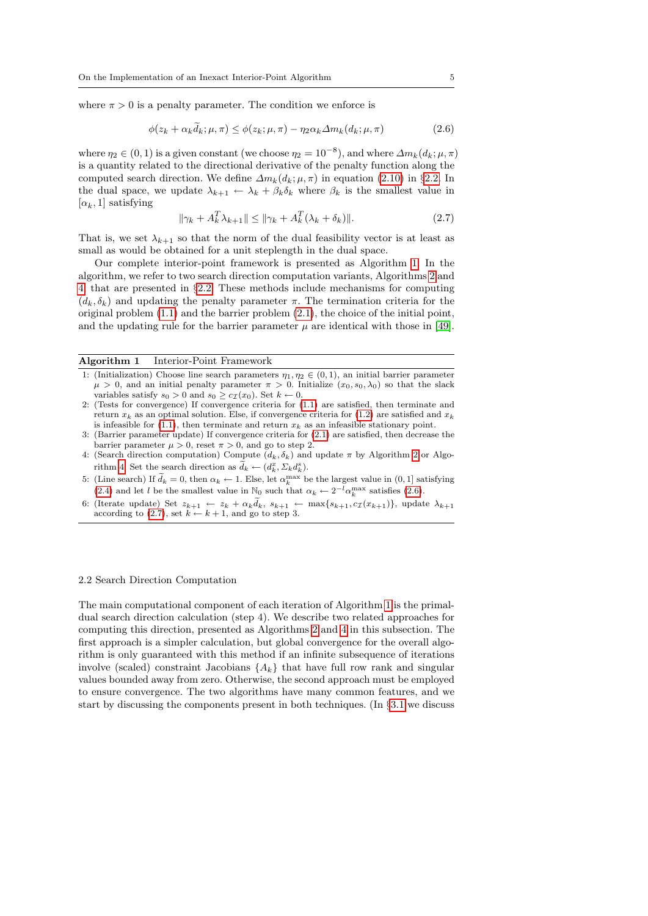where $\pi > 0$ is a penalty parameter. The condition we enforce is

$$\phi(z_k + \alpha_k \widetilde{d}_k; \mu, \pi) \leq \phi(z_k; \mu, \pi) - \eta_2 \alpha_k \Delta m_k(d_k; \mu, \pi) \tag{2.6}$$

where $\eta_2 \in (0, 1)$ is a given constant (we choose $\eta_2 = 10^{-8}$), and where $\Delta m_k(d_k; \mu, \pi)$ is a quantity related to the directional derivative of the penalty function along the computed search direction. We define $\Delta m_k(d_k; \mu, \pi)$ in equation (2.10) in §2.2. In the dual space, we update $\lambda_{k+1} \leftarrow \lambda_k + \beta_k \delta_k$ where $\beta_k$ is the smallest value in $[\alpha_k, 1]$ satisfying

$$\|\gamma_k + A_k^T \lambda_{k+1}\| \leq \|\gamma_k + A_k^T(\lambda_k + \delta_k)\|. \tag{2.7}$$

That is, we set $\lambda_{k+1}$ so that the norm of the dual feasibility vector is at least as small as would be obtained for a unit steplength in the dual space.

Our complete interior-point framework is presented as Algorithm 1. In the algorithm, we refer to two search direction computation variants, Algorithms 2 and 4 that are presented in §2.2. These methods include mechanisms for computing $(d_k, \delta_k)$ and updating the penalty parameter $\pi$. The termination criteria for the original problem (1.1) and the barrier problem (2.1), the choice of the initial point, and the updating rule for the barrier parameter $\mu$ are identical with those in [49].

---

**Algorithm 1** Interior-Point Framework

1: (Initialization) Choose line search parameters $\eta_1, \eta_2 \in (0, 1)$, an initial barrier parameter $\mu > 0$, and an initial penalty parameter $\pi > 0$. Initialize $(x_0, s_0, \lambda_0)$ so that the slack variables satisfy $s_0 > 0$ and $s_0 \geq c_{\mathcal{I}}(x_0)$. Set $k \leftarrow 0$.

2: (Tests for convergence) If convergence criteria for (1.1) are satisfied, then terminate and return $x_k$ as an optimal solution. Else, if convergence criteria for (1.2) are satisfied and $x_k$ is infeasible for (1.1), then terminate and return $x_k$ as an infeasible stationary point.

3: (Barrier parameter update) If convergence criteria for (2.1) are satisfied, then decrease the barrier parameter $\mu > 0$, reset $\pi > 0$, and go to step 2.

4: (Search direction computation) Compute $(d_k, \delta_k)$ and update $\pi$ by Algorithm 2 or Algorithm 4. Set the search direction as $\widetilde{d}_k \leftarrow (d_k^x, \Sigma_k d_k^s)$.

5: (Line search) If $\widetilde{d}_k = 0$, then $\alpha_k \leftarrow 1$. Else, let $\alpha_k^{\max}$ be the largest value in $(0, 1]$ satisfying (2.4) and let $l$ be the smallest value in $\mathbb{N}_0$ such that $\alpha_k \leftarrow 2^{-l}\alpha_k^{\max}$ satisfies (2.6).

6: (Iterate update) Set $z_{k+1} \leftarrow z_k + \alpha_k \widetilde{d}_k$, $s_{k+1} \leftarrow \max\{s_{k+1}, c_{\mathcal{I}}(x_{k+1})\}$, update $\lambda_{k+1}$ according to (2.7), set $k \leftarrow k + 1$, and go to step 3.

---

## 2.2 Search Direction Computation

The main computational component of each iteration of Algorithm 1 is the primal-dual search direction calculation (step 4). We describe two related approaches for computing this direction, presented as Algorithms 2 and 4 in this subsection. The first approach is a simpler calculation, but global convergence for the overall algorithm is only guaranteed with this method if an infinite subsequence of iterations involve (scaled) constraint Jacobians $\{A_k\}$ that have full row rank and singular values bounded away from zero. Otherwise, the second approach must be employed to ensure convergence. The two algorithms have many common features, and we start by discussing the components present in both techniques. (In §3.1 we discuss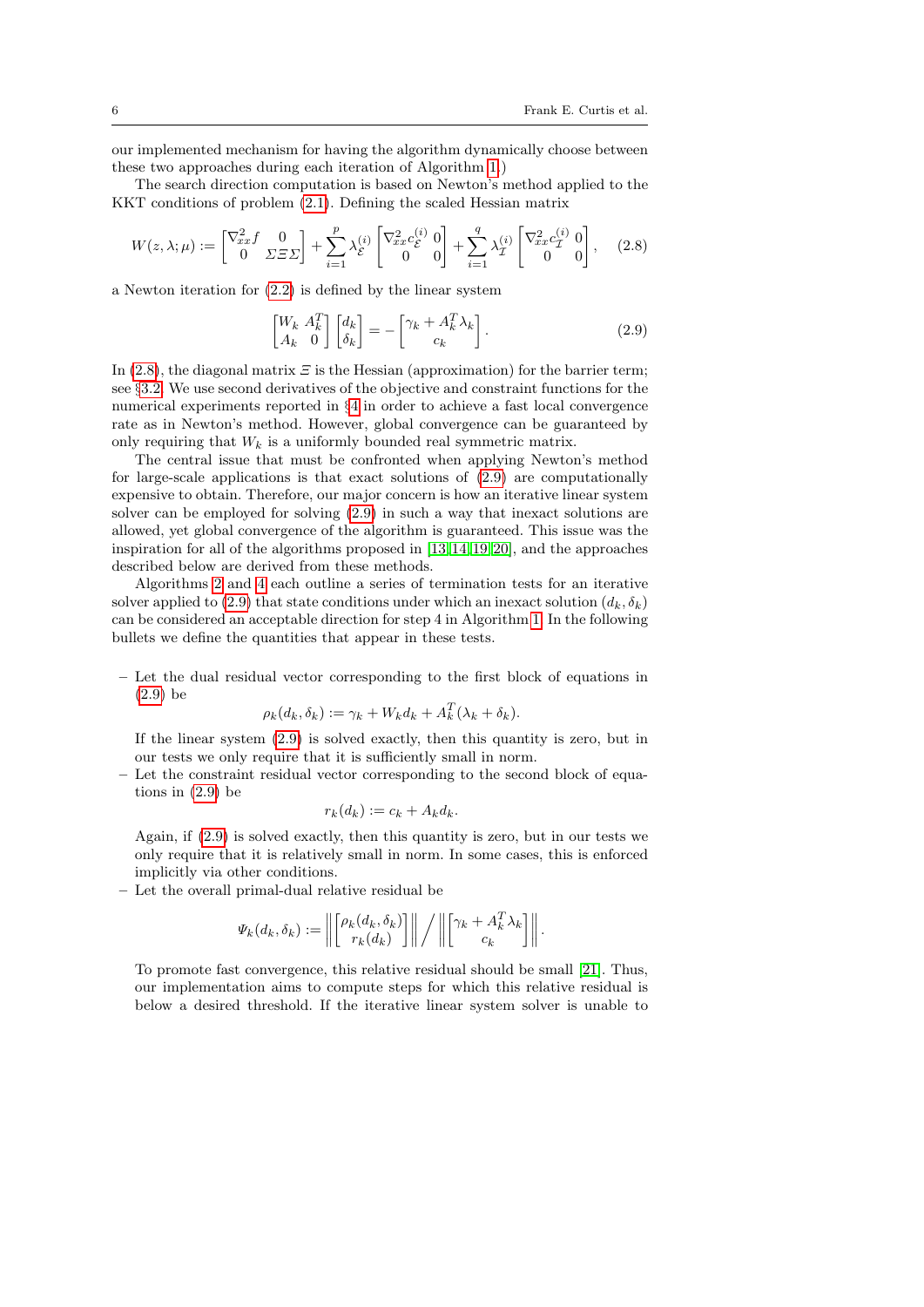our implemented mechanism for having the algorithm dynamically choose between these two approaches during each iteration of Algorithm 1.)

The search direction computation is based on Newton's method applied to the KKT conditions of problem (2.1). Defining the scaled Hessian matrix

$$W(z,\lambda;\mu) := \begin{bmatrix} \nabla^2_{xx} f & 0 \\ 0 & \Sigma \Xi \Sigma \end{bmatrix} + \sum_{i=1}^{p} \lambda_{\mathcal{E}}^{(i)} \begin{bmatrix} \nabla^2_{xx} c_{\mathcal{E}}^{(i)} & 0 \\ 0 & 0 \end{bmatrix} + \sum_{i=1}^{q} \lambda_{\mathcal{I}}^{(i)} \begin{bmatrix} \nabla^2_{xx} c_{\mathcal{I}}^{(i)} & 0 \\ 0 & 0 \end{bmatrix}, \quad (2.8)$$

a Newton iteration for (2.2) is defined by the linear system

$$\begin{bmatrix} W_k & A_k^T \\ A_k & 0 \end{bmatrix} \begin{bmatrix} d_k \\ \delta_k \end{bmatrix} = - \begin{bmatrix} \gamma_k + A_k^T \lambda_k \\ c_k \end{bmatrix}. \quad (2.9)$$

In (2.8), the diagonal matrix $\Xi$ is the Hessian (approximation) for the barrier term; see §3.2. We use second derivatives of the objective and constraint functions for the numerical experiments reported in §4 in order to achieve a fast local convergence rate as in Newton's method. However, global convergence can be guaranteed by only requiring that $W_k$ is a uniformly bounded real symmetric matrix.

The central issue that must be confronted when applying Newton's method for large-scale applications is that exact solutions of (2.9) are computationally expensive to obtain. Therefore, our major concern is how an iterative linear system solver can be employed for solving (2.9) in such a way that inexact solutions are allowed, yet global convergence of the algorithm is guaranteed. This issue was the inspiration for all of the algorithms proposed in [13,14,19,20], and the approaches described below are derived from these methods.

Algorithms 2 and 4 each outline a series of termination tests for an iterative solver applied to (2.9) that state conditions under which an inexact solution $(d_k, \delta_k)$ can be considered an acceptable direction for step 4 in Algorithm 1. In the following bullets we define the quantities that appear in these tests.

- Let the dual residual vector corresponding to the first block of equations in (2.9) be

  $$\rho_k(d_k, \delta_k) := \gamma_k + W_k d_k + A_k^T(\lambda_k + \delta_k).$$

  If the linear system (2.9) is solved exactly, then this quantity is zero, but in our tests we only require that it is sufficiently small in norm.
- Let the constraint residual vector corresponding to the second block of equations in (2.9) be

  $$r_k(d_k) := c_k + A_k d_k.$$

  Again, if (2.9) is solved exactly, then this quantity is zero, but in our tests we only require that it is relatively small in norm. In some cases, this is enforced implicitly via other conditions.
- Let the overall primal-dual relative residual be

  $$\Psi_k(d_k, \delta_k) := \left\| \begin{bmatrix} \rho_k(d_k, \delta_k) \\ r_k(d_k) \end{bmatrix} \right\| \Big/ \left\| \begin{bmatrix} \gamma_k + A_k^T \lambda_k \\ c_k \end{bmatrix} \right\|.$$

  To promote fast convergence, this relative residual should be small [21]. Thus, our implementation aims to compute steps for which this relative residual is below a desired threshold. If the iterative linear system solver is unable to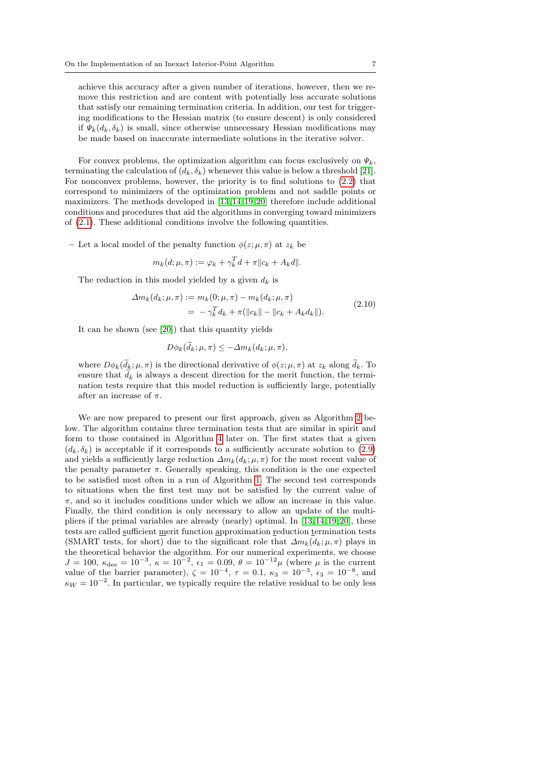achieve this accuracy after a given number of iterations, however, then we remove this restriction and are content with potentially less accurate solutions that satisfy our remaining termination criteria. In addition, our test for triggering modifications to the Hessian matrix (to ensure descent) is only considered if $\Psi_k(d_k, \delta_k)$ is small, since otherwise unnecessary Hessian modifications may be made based on inaccurate intermediate solutions in the iterative solver.

For convex problems, the optimization algorithm can focus exclusively on $\Psi_k$, terminating the calculation of $(d_k, \delta_k)$ whenever this value is below a threshold [21]. For nonconvex problems, however, the priority is to find solutions to (2.2) that correspond to minimizers of the optimization problem and not saddle points or maximizers. The methods developed in [13,14,19,20] therefore include additional conditions and procedures that aid the algorithms in converging toward minimizers of (2.1). These additional conditions involve the following quantities.

– Let a local model of the penalty function $\phi(z; \mu, \pi)$ at $z_k$ be

$$m_k(d; \mu, \pi) := \varphi_k + \gamma_k^T d + \pi \|c_k + A_k d\|.$$

The reduction in this model yielded by a given $d_k$ is

$$\begin{aligned} \Delta m_k(d_k; \mu, \pi) &:= m_k(0; \mu, \pi) - m_k(d_k; \mu, \pi) \\ &= -\gamma_k^T d_k + \pi(\|c_k\| - \|c_k + A_k d_k\|). \end{aligned} \tag{2.10}$$

It can be shown (see [20]) that this quantity yields

$$D\phi_k(\widetilde{d}_k; \mu, \pi) \leq -\Delta m_k(d_k; \mu, \pi),$$

where $D\phi_k(\widetilde{d}_k; \mu, \pi)$ is the directional derivative of $\phi(z; \mu, \pi)$ at $z_k$ along $\widetilde{d}_k$. To ensure that $\widetilde{d}_k$ is always a descent direction for the merit function, the termination tests require that this model reduction is sufficiently large, potentially after an increase of $\pi$.

We are now prepared to present our first approach, given as Algorithm 2 below. The algorithm contains three termination tests that are similar in spirit and form to those contained in Algorithm 4 later on. The first states that a given $(d_k, \delta_k)$ is acceptable if it corresponds to a sufficiently accurate solution to (2.9) and yields a sufficiently large reduction $\Delta m_k(d_k; \mu, \pi)$ for the most recent value of the penalty parameter $\pi$. Generally speaking, this condition is the one expected to be satisfied most often in a run of Algorithm 1. The second test corresponds to situations when the first test may not be satisfied by the current value of $\pi$, and so it includes conditions under which we allow an increase in this value. Finally, the third condition is only necessary to allow an update of the multipliers if the primal variables are already (nearly) optimal. In [13,14,19,20], these tests are called sufficient merit function approximation reduction termination tests (SMART tests, for short) due to the significant role that $\Delta m_k(d_k; \mu, \pi)$ plays in the theoretical behavior the algorithm. For our numerical experiments, we choose $J = 100$, $\kappa_{\rm des} = 10^{-3}$, $\kappa = 10^{-2}$, $\epsilon_1 = 0.09$, $\theta = 10^{-12}\mu$ (where $\mu$ is the current value of the barrier parameter), $\zeta = 10^{-4}$, $\tau = 0.1$, $\kappa_3 = 10^{-3}$, $\epsilon_3 = 10^{-8}$, and $\kappa_W = 10^{-2}$. In particular, we typically require the relative residual to be only less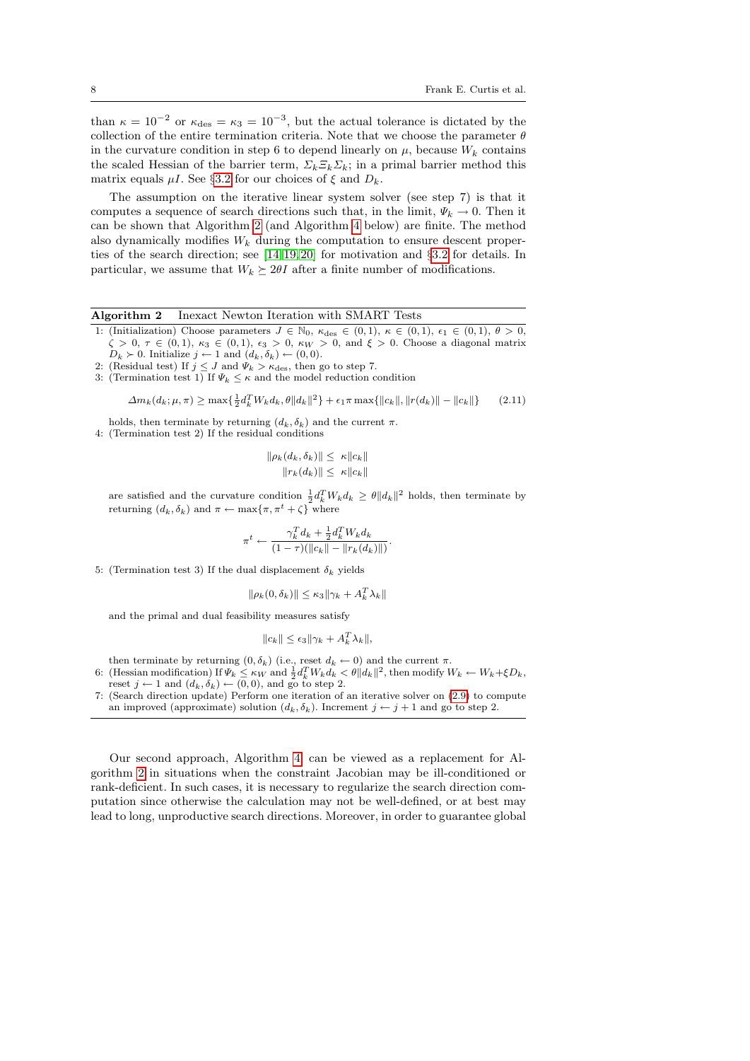than $\kappa = 10^{-2}$ or $\kappa_{\rm des} = \kappa_3 = 10^{-3}$, but the actual tolerance is dictated by the collection of the entire termination criteria. Note that we choose the parameter $\theta$ in the curvature condition in step 6 to depend linearly on $\mu$, because $W_k$ contains the scaled Hessian of the barrier term, $\Sigma_k \Xi_k \Sigma_k$; in a primal barrier method this matrix equals $\mu I$. See §3.2 for our choices of $\xi$ and $D_k$.

The assumption on the iterative linear system solver (see step 7) is that it computes a sequence of search directions such that, in the limit, $\Psi_k \to 0$. Then it can be shown that Algorithm 2 (and Algorithm 4 below) are finite. The method also dynamically modifies $W_k$ during the computation to ensure descent properties of the search direction; see [14,19,20] for motivation and §3.2 for details. In particular, we assume that $W_k \succeq 2\theta I$ after a finite number of modifications.

---

**Algorithm 2** Inexact Newton Iteration with SMART Tests

1: (Initialization) Choose parameters $J \in \mathbb{N}_0$, $\kappa_{\rm des} \in (0,1)$, $\kappa \in (0,1)$, $\epsilon_1 \in (0,1)$, $\theta > 0$, $\zeta > 0$, $\tau \in (0,1)$, $\kappa_3 \in (0,1)$, $\epsilon_3 > 0$, $\kappa_W > 0$, and $\xi > 0$. Choose a diagonal matrix $D_k \succ 0$. Initialize $j \leftarrow 1$ and $(d_k, \delta_k) \leftarrow (0,0)$.

2: (Residual test) If $j \le J$ and $\Psi_k > \kappa_{\rm des}$, then go to step 7.

3: (Termination test 1) If $\Psi_k \le \kappa$ and the model reduction condition

$$\Delta m_k(d_k;\mu,\pi) \ge \max\{\tfrac{1}{2} d_k^T W_k d_k, \theta \|d_k\|^2\} + \epsilon_1 \pi \max\{\|c_k\|, \|r(d_k)\| - \|c_k\|\} \qquad (2.11)$$

holds, then terminate by returning $(d_k, \delta_k)$ and the current $\pi$.

4: (Termination test 2) If the residual conditions

$$\|\rho_k(d_k,\delta_k)\| \le \kappa \|c_k\|$$
$$\|r_k(d_k)\| \le \kappa \|c_k\|$$

are satisfied and the curvature condition $\frac{1}{2} d_k^T W_k d_k \ge \theta \|d_k\|^2$ holds, then terminate by returning $(d_k, \delta_k)$ and $\pi \leftarrow \max\{\pi, \pi^t + \zeta\}$ where

$$\pi^t \leftarrow \frac{\gamma_k^T d_k + \frac{1}{2} d_k^T W_k d_k}{(1-\tau)(\|c_k\| - \|r_k(d_k)\|)}.$$

5: (Termination test 3) If the dual displacement $\delta_k$ yields

$$\|\rho_k(0,\delta_k)\| \le \kappa_3 \|\gamma_k + A_k^T \lambda_k\|$$

and the primal and dual feasibility measures satisfy

$$\|c_k\| \le \epsilon_3 \|\gamma_k + A_k^T \lambda_k\|,$$

then terminate by returning $(0,\delta_k)$ (i.e., reset $d_k \leftarrow 0$) and the current $\pi$.

6: (Hessian modification) If $\Psi_k \le \kappa_W$ and $\frac{1}{2} d_k^T W_k d_k < \theta \|d_k\|^2$, then modify $W_k \leftarrow W_k + \xi D_k$, reset $j \leftarrow 1$ and $(d_k, \delta_k) \leftarrow (0,0)$, and go to step 2.

7: (Search direction update) Perform one iteration of an iterative solver on (2.9) to compute an improved (approximate) solution $(d_k, \delta_k)$. Increment $j \leftarrow j+1$ and go to step 2.

---

Our second approach, Algorithm 4, can be viewed as a replacement for Algorithm 2 in situations when the constraint Jacobian may be ill-conditioned or rank-deficient. In such cases, it is necessary to regularize the search direction computation since otherwise the calculation may not be well-defined, or at best may lead to long, unproductive search directions. Moreover, in order to guarantee global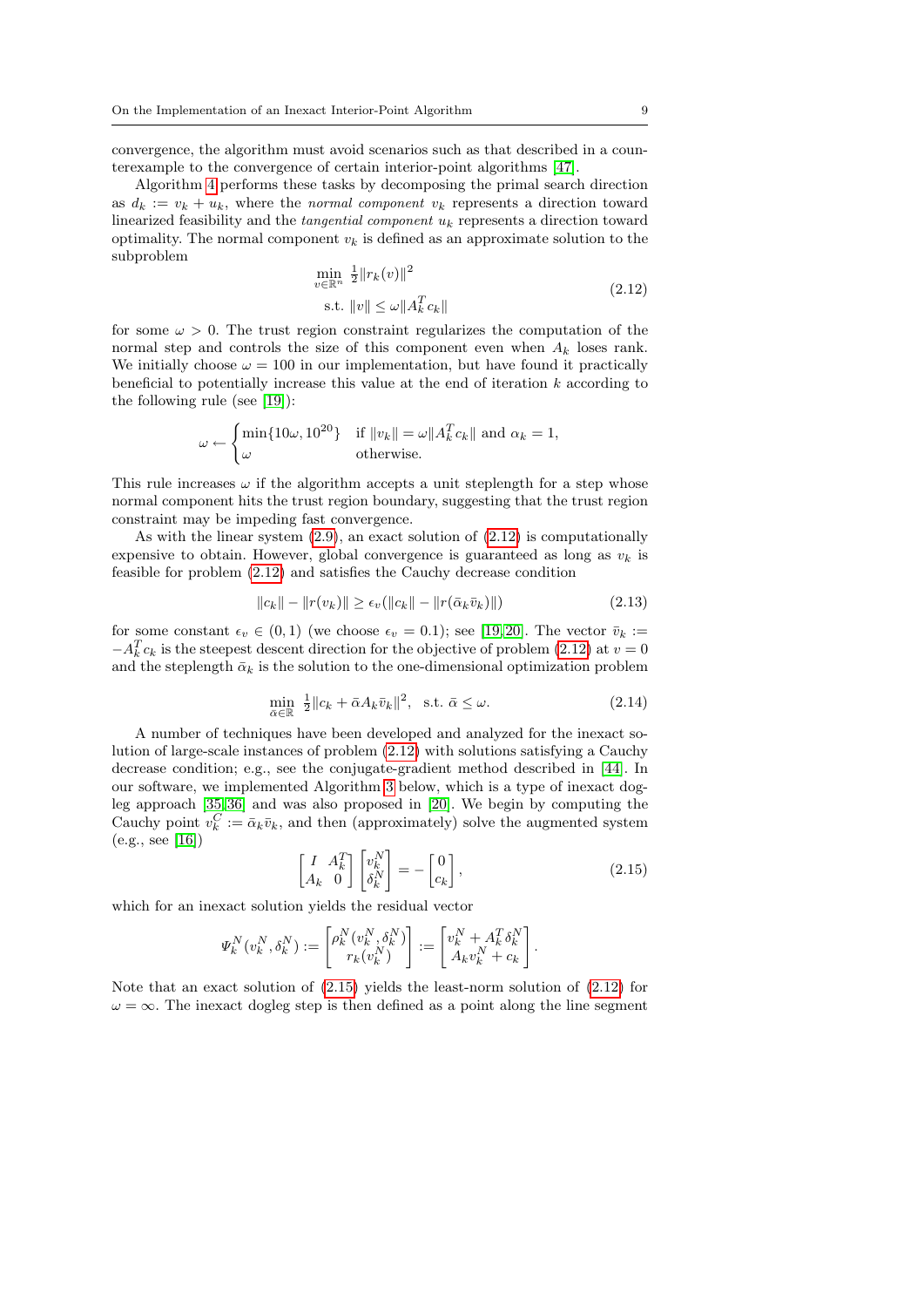convergence, the algorithm must avoid scenarios such as that described in a counterexample to the convergence of certain interior-point algorithms [47].

Algorithm 4 performs these tasks by decomposing the primal search direction as $d_k := v_k + u_k$, where the *normal component* $v_k$ represents a direction toward linearized feasibility and the *tangential component* $u_k$ represents a direction toward optimality. The normal component $v_k$ is defined as an approximate solution to the subproblem

$$\begin{aligned} \min_{v \in \mathbb{R}^n} \ & \tfrac{1}{2}\|r_k(v)\|^2 \\ \text{s.t. } & \|v\| \le \omega \|A_k^T c_k\| \end{aligned} \tag{2.12}$$

for some $\omega > 0$. The trust region constraint regularizes the computation of the normal step and controls the size of this component even when $A_k$ loses rank. We initially choose $\omega = 100$ in our implementation, but have found it practically beneficial to potentially increase this value at the end of iteration $k$ according to the following rule (see [19]):

$$\omega \leftarrow \begin{cases} \min\{10\omega, 10^{20}\} & \text{if } \|v_k\| = \omega\|A_k^T c_k\| \text{ and } \alpha_k = 1, \\ \omega & \text{otherwise.} \end{cases}$$

This rule increases $\omega$ if the algorithm accepts a unit steplength for a step whose normal component hits the trust region boundary, suggesting that the trust region constraint may be impeding fast convergence.

As with the linear system (2.9), an exact solution of (2.12) is computationally expensive to obtain. However, global convergence is guaranteed as long as $v_k$ is feasible for problem (2.12) and satisfies the Cauchy decrease condition

$$\|c_k\| - \|r(v_k)\| \ge \epsilon_v(\|c_k\| - \|r(\bar{\alpha}_k \bar{v}_k)\|) \tag{2.13}$$

for some constant $\epsilon_v \in (0,1)$ (we choose $\epsilon_v = 0.1$); see [19,20]. The vector $\bar{v}_k := -A_k^T c_k$ is the steepest descent direction for the objective of problem (2.12) at $v = 0$ and the steplength $\bar{\alpha}_k$ is the solution to the one-dimensional optimization problem

$$\min_{\bar{\alpha} \in \mathbb{R}} \ \tfrac{1}{2}\|c_k + \bar{\alpha} A_k \bar{v}_k\|^2, \ \text{ s.t. } \bar{\alpha} \le \omega. \tag{2.14}$$

A number of techniques have been developed and analyzed for the inexact solution of large-scale instances of problem (2.12) with solutions satisfying a Cauchy decrease condition; e.g., see the conjugate-gradient method described in [44]. In our software, we implemented Algorithm 3 below, which is a type of inexact dogleg approach [35,36] and was also proposed in [20]. We begin by computing the Cauchy point $v_k^C := \bar{\alpha}_k \bar{v}_k$, and then (approximately) solve the augmented system (e.g., see [16])

$$\begin{bmatrix} I & A_k^T \\ A_k & 0 \end{bmatrix} \begin{bmatrix} v_k^N \\ \delta_k^N \end{bmatrix} = -\begin{bmatrix} 0 \\ c_k \end{bmatrix}, \tag{2.15}$$

which for an inexact solution yields the residual vector

$$\Psi_k^N(v_k^N, \delta_k^N) := \begin{bmatrix} \rho_k^N(v_k^N, \delta_k^N) \\ r_k(v_k^N) \end{bmatrix} := \begin{bmatrix} v_k^N + A_k^T \delta_k^N \\ A_k v_k^N + c_k \end{bmatrix}.$$

Note that an exact solution of (2.15) yields the least-norm solution of (2.12) for $\omega = \infty$. The inexact dogleg step is then defined as a point along the line segment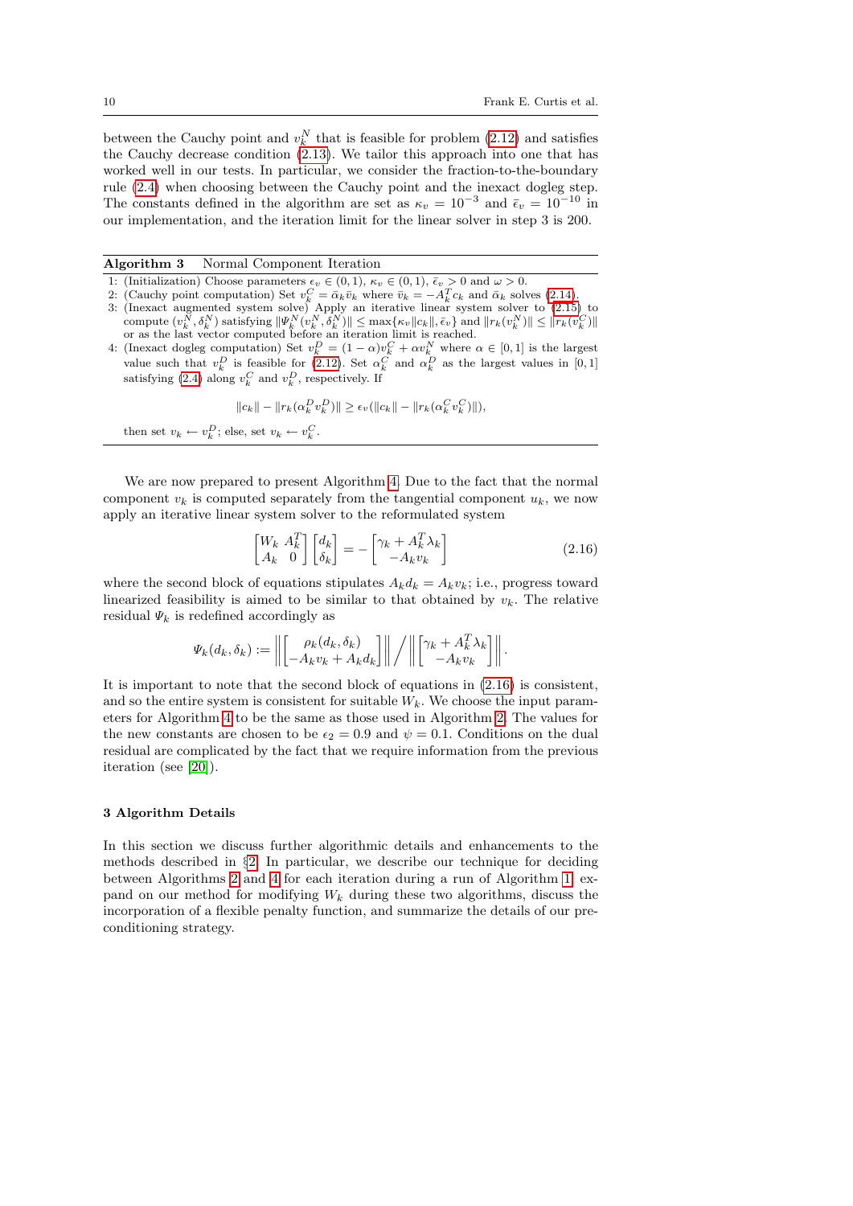between the Cauchy point and $v_k^N$ that is feasible for problem (2.12) and satisfies the Cauchy decrease condition (2.13). We tailor this approach into one that has worked well in our tests. In particular, we consider the fraction-to-the-boundary rule (2.4) when choosing between the Cauchy point and the inexact dogleg step. The constants defined in the algorithm are set as $\kappa_v = 10^{-3}$ and $\bar{\epsilon}_v = 10^{-10}$ in our implementation, and the iteration limit for the linear solver in step 3 is 200.

---

**Algorithm 3** Normal Component Iteration

1: (Initialization) Choose parameters $\epsilon_v \in (0,1)$, $\kappa_v \in (0,1)$, $\bar{\epsilon}_v > 0$ and $\omega > 0$.
2: (Cauchy point computation) Set $v_k^C = \bar{\alpha}_k \bar{v}_k$ where $\bar{v}_k = -A_k^T c_k$ and $\bar{\alpha}_k$ solves (2.14).
3: (Inexact augmented system solve) Apply an iterative linear system solver to (2.15) to compute $(v_k^N, \delta_k^N)$ satisfying $\|\Psi_k^N(v_k^N, \delta_k^N)\| \leq \max\{\kappa_v \|c_k\|, \bar{\epsilon}_v\}$ and $\|r_k(v_k^N)\| \leq \|r_k(v_k^C)\|$ or as the last vector computed before an iteration limit is reached.
4: (Inexact dogleg computation) Set $v_k^D = (1-\alpha)v_k^C + \alpha v_k^N$ where $\alpha \in [0,1]$ is the largest value such that $v_k^D$ is feasible for (2.12). Set $\alpha_k^C$ and $\alpha_k^D$ as the largest values in $[0,1]$ satisfying (2.4) along $v_k^C$ and $v_k^D$, respectively. If

$$\|c_k\| - \|r_k(\alpha_k^D v_k^D)\| \geq \epsilon_v(\|c_k\| - \|r_k(\alpha_k^C v_k^C)\|),$$

then set $v_k \leftarrow v_k^D$; else, set $v_k \leftarrow v_k^C$.

---

We are now prepared to present Algorithm 4. Due to the fact that the normal component $v_k$ is computed separately from the tangential component $u_k$, we now apply an iterative linear system solver to the reformulated system

$$\begin{bmatrix} W_k & A_k^T \\ A_k & 0 \end{bmatrix} \begin{bmatrix} d_k \\ \delta_k \end{bmatrix} = - \begin{bmatrix} \gamma_k + A_k^T \lambda_k \\ -A_k v_k \end{bmatrix} \tag{2.16}$$

where the second block of equations stipulates $A_k d_k = A_k v_k$; i.e., progress toward linearized feasibility is aimed to be similar to that obtained by $v_k$. The relative residual $\Psi_k$ is redefined accordingly as

$$\Psi_k(d_k, \delta_k) := \left\| \begin{bmatrix} \rho_k(d_k, \delta_k) \\ -A_k v_k + A_k d_k \end{bmatrix} \right\| \Bigg/ \left\| \begin{bmatrix} \gamma_k + A_k^T \lambda_k \\ -A_k v_k \end{bmatrix} \right\|.$$

It is important to note that the second block of equations in (2.16) is consistent, and so the entire system is consistent for suitable $W_k$. We choose the input parameters for Algorithm 4 to be the same as those used in Algorithm 2. The values for the new constants are chosen to be $\epsilon_2 = 0.9$ and $\psi = 0.1$. Conditions on the dual residual are complicated by the fact that we require information from the previous iteration (see [20]).

## 3 Algorithm Details

In this section we discuss further algorithmic details and enhancements to the methods described in §2. In particular, we describe our technique for deciding between Algorithms 2 and 4 for each iteration during a run of Algorithm 1, expand on our method for modifying $W_k$ during these two algorithms, discuss the incorporation of a flexible penalty function, and summarize the details of our preconditioning strategy.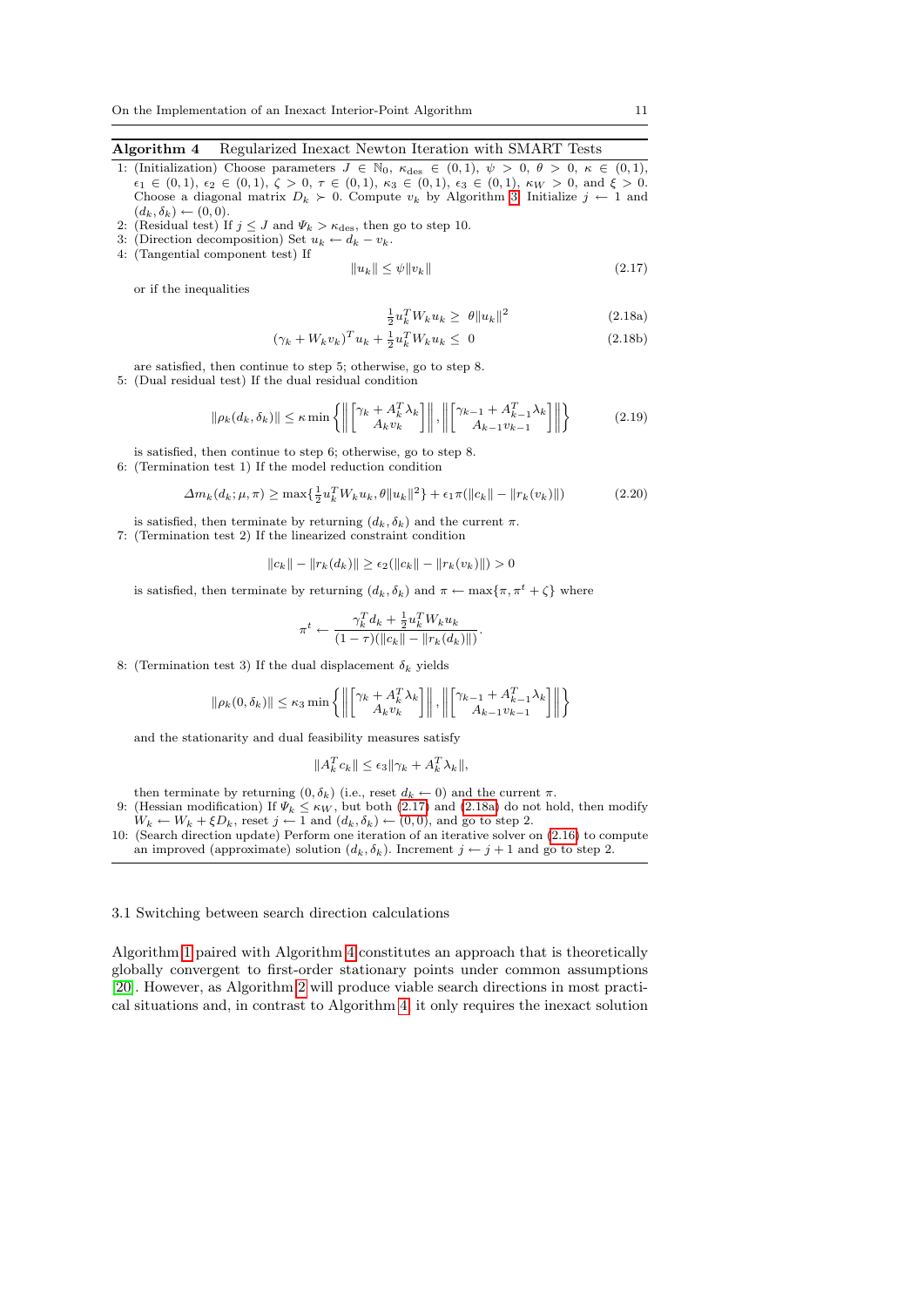**Algorithm 4** Regularized Inexact Newton Iteration with SMART Tests

1: (Initialization) Choose parameters $J \in \mathbb{N}_0$, $\kappa_{\rm des} \in (0,1)$, $\psi > 0$, $\theta > 0$, $\kappa \in (0,1)$, $\epsilon_1 \in (0,1)$, $\epsilon_2 \in (0,1)$, $\zeta > 0$, $\tau \in (0,1)$, $\kappa_3 \in (0,1)$, $\epsilon_3 \in (0,1)$, $\kappa_W > 0$, and $\xi > 0$. Choose a diagonal matrix $D_k \succ 0$. Compute $v_k$ by Algorithm 3. Initialize $j \leftarrow 1$ and $(d_k, \delta_k) \leftarrow (0,0)$.

2: (Residual test) If $j \le J$ and $\Psi_k > \kappa_{\rm des}$, then go to step 10.

3: (Direction decomposition) Set $u_k \leftarrow d_k - v_k$.

4: (Tangential component test) If

$$\|u_k\| \le \psi \|v_k\| \tag{2.17}$$

or if the inequalities

$$\tfrac{1}{2} u_k^T W_k u_k \ge \theta \|u_k\|^2 \tag{2.18a}$$

$$(\gamma_k + W_k v_k)^T u_k + \tfrac{1}{2} u_k^T W_k u_k \le 0 \tag{2.18b}$$

are satisfied, then continue to step 5; otherwise, go to step 8.

5: (Dual residual test) If the dual residual condition

$$\|\rho_k(d_k,\delta_k)\| \le \kappa \min\left\{ \left\| \begin{bmatrix} \gamma_k + A_k^T \lambda_k \\ A_k v_k \end{bmatrix} \right\|, \left\| \begin{bmatrix} \gamma_{k-1} + A_{k-1}^T \lambda_k \\ A_{k-1} v_{k-1} \end{bmatrix} \right\| \right\} \tag{2.19}$$

is satisfied, then continue to step 6; otherwise, go to step 8.

6: (Termination test 1) If the model reduction condition

$$\Delta m_k(d_k;\mu,\pi) \ge \max\{\tfrac{1}{2} u_k^T W_k u_k, \theta\|u_k\|^2\} + \epsilon_1 \pi (\|c_k\| - \|r_k(v_k)\|) \tag{2.20}$$

is satisfied, then terminate by returning $(d_k, \delta_k)$ and the current $\pi$.

7: (Termination test 2) If the linearized constraint condition

$$\|c_k\| - \|r_k(d_k)\| \ge \epsilon_2 (\|c_k\| - \|r_k(v_k)\|) > 0$$

is satisfied, then terminate by returning $(d_k, \delta_k)$ and $\pi \leftarrow \max\{\pi, \pi^t + \zeta\}$ where

$$\pi^t \leftarrow \frac{\gamma_k^T d_k + \frac{1}{2} u_k^T W_k u_k}{(1-\tau)(\|c_k\| - \|r_k(d_k)\|)}.$$

8: (Termination test 3) If the dual displacement $\delta_k$ yields

$$\|\rho_k(0,\delta_k)\| \le \kappa_3 \min\left\{ \left\| \begin{bmatrix} \gamma_k + A_k^T \lambda_k \\ A_k v_k \end{bmatrix} \right\|, \left\| \begin{bmatrix} \gamma_{k-1} + A_{k-1}^T \lambda_k \\ A_{k-1} v_{k-1} \end{bmatrix} \right\| \right\}$$

and the stationarity and dual feasibility measures satisfy

$$\|A_k^T c_k\| \le \epsilon_3 \|\gamma_k + A_k^T \lambda_k\|,$$

then terminate by returning $(0, \delta_k)$ (i.e., reset $d_k \leftarrow 0$) and the current $\pi$.

9: (Hessian modification) If $\Psi_k \le \kappa_W$, but both (2.17) and (2.18a) do not hold, then modify $W_k \leftarrow W_k + \xi D_k$, reset $j \leftarrow 1$ and $(d_k, \delta_k) \leftarrow (0,0)$, and go to step 2.

10: (Search direction update) Perform one iteration of an iterative solver on (2.16) to compute an improved (approximate) solution $(d_k, \delta_k)$. Increment $j \leftarrow j + 1$ and go to step 2.

### 3.1 Switching between search direction calculations

Algorithm 1 paired with Algorithm 4 constitutes an approach that is theoretically globally convergent to first-order stationary points under common assumptions [20]. However, as Algorithm 2 will produce viable search directions in most practical situations and, in contrast to Algorithm 4, it only requires the inexact solution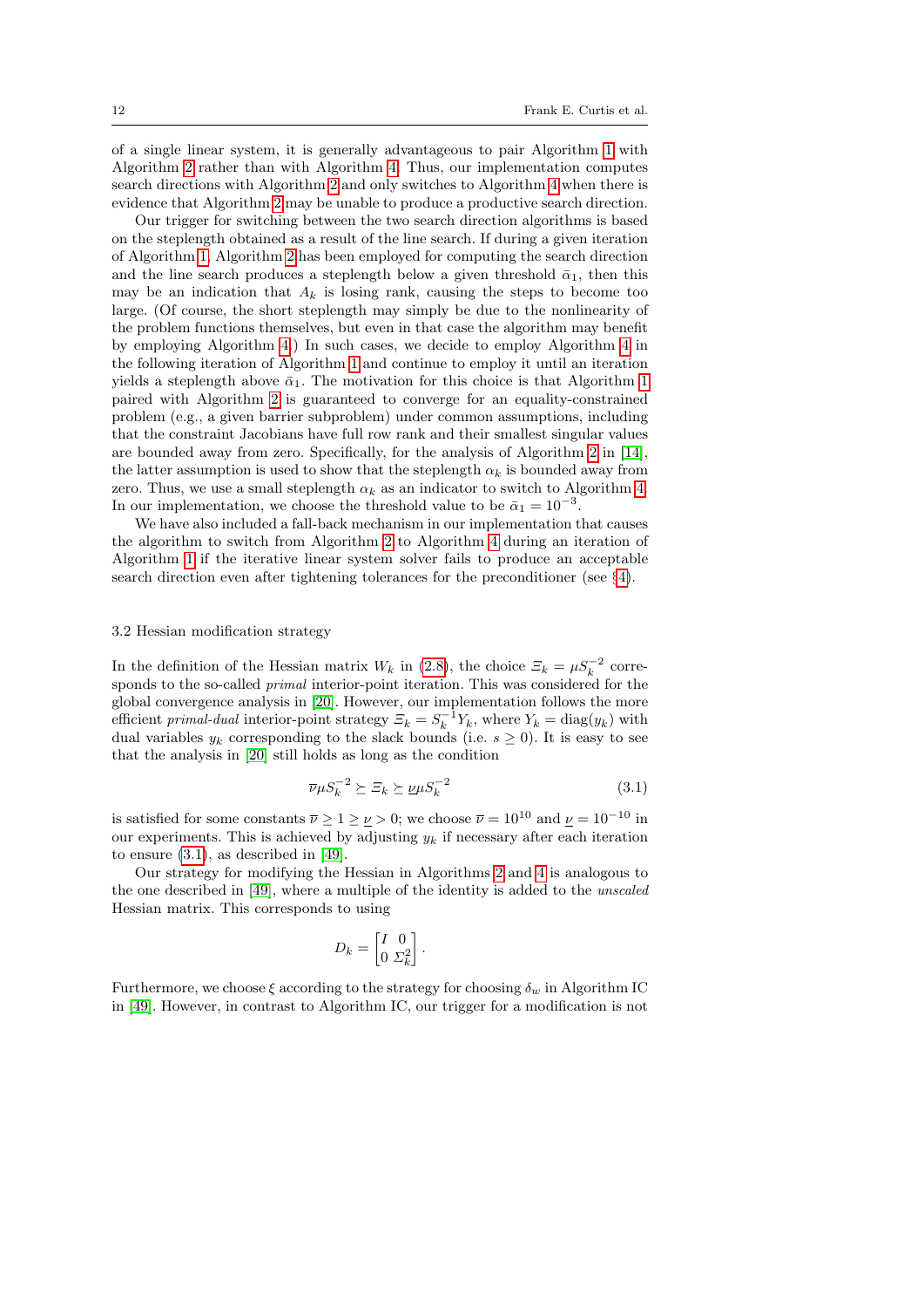of a single linear system, it is generally advantageous to pair Algorithm 1 with Algorithm 2 rather than with Algorithm 4. Thus, our implementation computes search directions with Algorithm 2 and only switches to Algorithm 4 when there is evidence that Algorithm 2 may be unable to produce a productive search direction.

Our trigger for switching between the two search direction algorithms is based on the steplength obtained as a result of the line search. If during a given iteration of Algorithm 1, Algorithm 2 has been employed for computing the search direction and the line search produces a steplength below a given threshold $\bar{\alpha}_1$, then this may be an indication that $A_k$ is losing rank, causing the steps to become too large. (Of course, the short steplength may simply be due to the nonlinearity of the problem functions themselves, but even in that case the algorithm may benefit by employing Algorithm 4.) In such cases, we decide to employ Algorithm 4 in the following iteration of Algorithm 1 and continue to employ it until an iteration yields a steplength above $\bar{\alpha}_1$. The motivation for this choice is that Algorithm 1 paired with Algorithm 2 is guaranteed to converge for an equality-constrained problem (e.g., a given barrier subproblem) under common assumptions, including that the constraint Jacobians have full row rank and their smallest singular values are bounded away from zero. Specifically, for the analysis of Algorithm 2 in [14], the latter assumption is used to show that the steplength $\alpha_k$ is bounded away from zero. Thus, we use a small steplength $\alpha_k$ as an indicator to switch to Algorithm 4. In our implementation, we choose the threshold value to be $\bar{\alpha}_1 = 10^{-3}$.

We have also included a fall-back mechanism in our implementation that causes the algorithm to switch from Algorithm 2 to Algorithm 4 during an iteration of Algorithm 1 if the iterative linear system solver fails to produce an acceptable search direction even after tightening tolerances for the preconditioner (see §4).

### 3.2 Hessian modification strategy

In the definition of the Hessian matrix $W_k$ in (2.8), the choice $\Xi_k = \mu S_k^{-2}$ corresponds to the so-called *primal* interior-point iteration. This was considered for the global convergence analysis in [20]. However, our implementation follows the more efficient *primal-dual* interior-point strategy $\Xi_k = S_k^{-1} Y_k$, where $Y_k = \mathrm{diag}(y_k)$ with dual variables $y_k$ corresponding to the slack bounds (i.e. $s \geq 0$). It is easy to see that the analysis in [20] still holds as long as the condition

$$\overline{\nu} \mu S_k^{-2} \succeq \Xi_k \succeq \underline{\nu} \mu S_k^{-2} \tag{3.1}$$

is satisfied for some constants $\overline{\nu} \geq 1 \geq \underline{\nu} > 0$; we choose $\overline{\nu} = 10^{10}$ and $\underline{\nu} = 10^{-10}$ in our experiments. This is achieved by adjusting $y_k$ if necessary after each iteration to ensure (3.1), as described in [49].

Our strategy for modifying the Hessian in Algorithms 2 and 4 is analogous to the one described in [49], where a multiple of the identity is added to the *unscaled* Hessian matrix. This corresponds to using

$$D_k = \begin{bmatrix} I & 0 \\ 0 & \Sigma_k^2 \end{bmatrix}.$$

Furthermore, we choose $\xi$ according to the strategy for choosing $\delta_w$ in Algorithm IC in [49]. However, in contrast to Algorithm IC, our trigger for a modification is not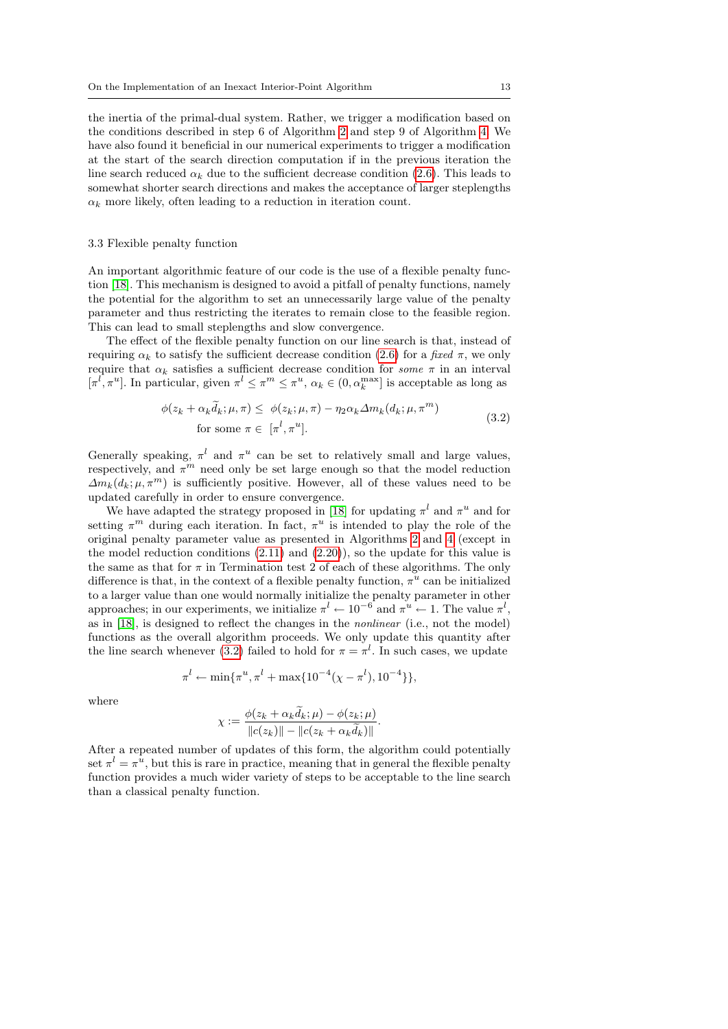the inertia of the primal-dual system. Rather, we trigger a modification based on the conditions described in step 6 of Algorithm 2 and step 9 of Algorithm 4. We have also found it beneficial in our numerical experiments to trigger a modification at the start of the search direction computation if in the previous iteration the line search reduced $\alpha_k$ due to the sufficient decrease condition (2.6). This leads to somewhat shorter search directions and makes the acceptance of larger steplengths $\alpha_k$ more likely, often leading to a reduction in iteration count.

### 3.3 Flexible penalty function

An important algorithmic feature of our code is the use of a flexible penalty function [18]. This mechanism is designed to avoid a pitfall of penalty functions, namely the potential for the algorithm to set an unnecessarily large value of the penalty parameter and thus restricting the iterates to remain close to the feasible region. This can lead to small steplengths and slow convergence.

The effect of the flexible penalty function on our line search is that, instead of requiring $\alpha_k$ to satisfy the sufficient decrease condition (2.6) for a *fixed* $\pi$, we only require that $\alpha_k$ satisfies a sufficient decrease condition for *some* $\pi$ in an interval $[\pi^l, \pi^u]$. In particular, given $\pi^l \leq \pi^m \leq \pi^u$, $\alpha_k \in (0, \alpha_k^{\max}]$ is acceptable as long as

$$
\begin{aligned}
\phi(z_k + \alpha_k \widetilde{d}_k; \mu, \pi) \leq\ & \phi(z_k; \mu, \pi) - \eta_2 \alpha_k \Delta m_k(d_k; \mu, \pi^m) \\
& \text{for some } \pi \in\ [\pi^l, \pi^u].
\end{aligned}
\tag{3.2}
$$

Generally speaking, $\pi^l$ and $\pi^u$ can be set to relatively small and large values, respectively, and $\pi^m$ need only be set large enough so that the model reduction $\Delta m_k(d_k; \mu, \pi^m)$ is sufficiently positive. However, all of these values need to be updated carefully in order to ensure convergence.

We have adapted the strategy proposed in [18] for updating $\pi^l$ and $\pi^u$ and for setting $\pi^m$ during each iteration. In fact, $\pi^u$ is intended to play the role of the original penalty parameter value as presented in Algorithms 2 and 4 (except in the model reduction conditions (2.11) and (2.20)), so the update for this value is the same as that for $\pi$ in Termination test 2 of each of these algorithms. The only difference is that, in the context of a flexible penalty function, $\pi^u$ can be initialized to a larger value than one would normally initialize the penalty parameter in other approaches; in our experiments, we initialize $\pi^l \leftarrow 10^{-6}$ and $\pi^u \leftarrow 1$. The value $\pi^l$, as in [18], is designed to reflect the changes in the *nonlinear* (i.e., not the model) functions as the overall algorithm proceeds. We only update this quantity after the line search whenever (3.2) failed to hold for $\pi = \pi^l$. In such cases, we update

$$
\pi^l \leftarrow \min\{\pi^u, \pi^l + \max\{10^{-4}(\chi - \pi^l), 10^{-4}\}\},
$$

where

$$
\chi := \frac{\phi(z_k + \alpha_k \widetilde{d}_k; \mu) - \phi(z_k; \mu)}{\|c(z_k)\| - \|c(z_k + \alpha_k \widetilde{d}_k)\|}.
$$

After a repeated number of updates of this form, the algorithm could potentially set $\pi^l = \pi^u$, but this is rare in practice, meaning that in general the flexible penalty function provides a much wider variety of steps to be acceptable to the line search than a classical penalty function.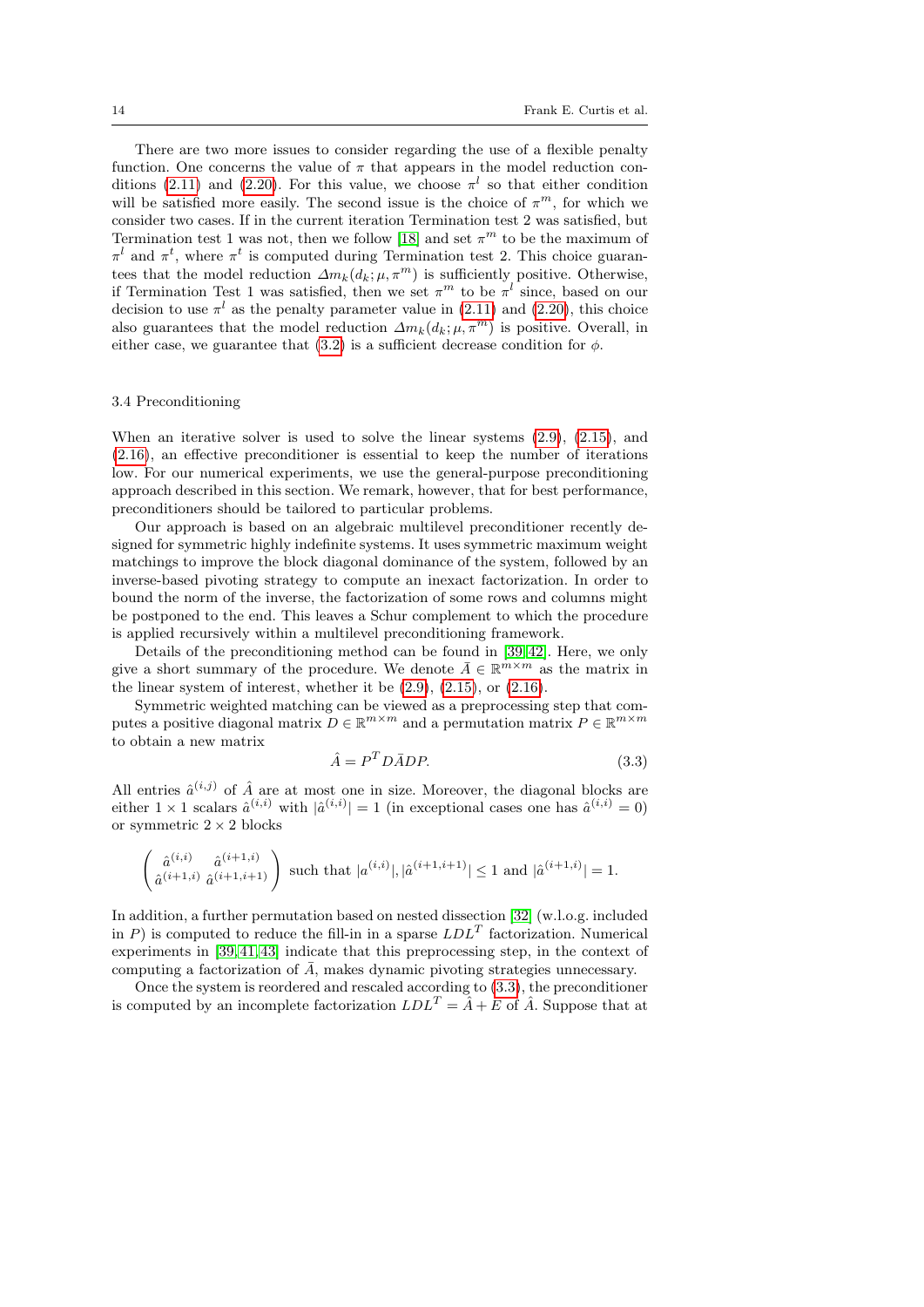There are two more issues to consider regarding the use of a flexible penalty function. One concerns the value of $\pi$ that appears in the model reduction conditions (2.11) and (2.20). For this value, we choose $\pi^l$ so that either condition will be satisfied more easily. The second issue is the choice of $\pi^m$, for which we consider two cases. If in the current iteration Termination test 2 was satisfied, but Termination test 1 was not, then we follow [18] and set $\pi^m$ to be the maximum of $\pi^l$ and $\pi^t$, where $\pi^t$ is computed during Termination test 2. This choice guarantees that the model reduction $\Delta m_k(d_k; \mu, \pi^m)$ is sufficiently positive. Otherwise, if Termination Test 1 was satisfied, then we set $\pi^m$ to be $\pi^l$ since, based on our decision to use $\pi^l$ as the penalty parameter value in (2.11) and (2.20), this choice also guarantees that the model reduction $\Delta m_k(d_k; \mu, \pi^m)$ is positive. Overall, in either case, we guarantee that (3.2) is a sufficient decrease condition for $\phi$.

### 3.4 Preconditioning

When an iterative solver is used to solve the linear systems (2.9), (2.15), and (2.16), an effective preconditioner is essential to keep the number of iterations low. For our numerical experiments, we use the general-purpose preconditioning approach described in this section. We remark, however, that for best performance, preconditioners should be tailored to particular problems.

Our approach is based on an algebraic multilevel preconditioner recently designed for symmetric highly indefinite systems. It uses symmetric maximum weight matchings to improve the block diagonal dominance of the system, followed by an inverse-based pivoting strategy to compute an inexact factorization. In order to bound the norm of the inverse, the factorization of some rows and columns might be postponed to the end. This leaves a Schur complement to which the procedure is applied recursively within a multilevel preconditioning framework.

Details of the preconditioning method can be found in [39,42]. Here, we only give a short summary of the procedure. We denote $\bar{A} \in \mathbb{R}^{m \times m}$ as the matrix in the linear system of interest, whether it be (2.9), (2.15), or (2.16).

Symmetric weighted matching can be viewed as a preprocessing step that computes a positive diagonal matrix $D \in \mathbb{R}^{m \times m}$ and a permutation matrix $P \in \mathbb{R}^{m \times m}$ to obtain a new matrix

$$\hat{A} = P^T D \bar{A} D P. \tag{3.3}$$

All entries $\hat{a}^{(i,j)}$ of $\hat{A}$ are at most one in size. Moreover, the diagonal blocks are either $1 \times 1$ scalars $\hat{a}^{(i,i)}$ with $|\hat{a}^{(i,i)}| = 1$ (in exceptional cases one has $\hat{a}^{(i,i)} = 0$) or symmetric $2 \times 2$ blocks

$$\begin{pmatrix} \hat{a}^{(i,i)} & \hat{a}^{(i+1,i)} \\ \hat{a}^{(i+1,i)} & \hat{a}^{(i+1,i+1)} \end{pmatrix} \text{ such that } |a^{(i,i)}|, |\hat{a}^{(i+1,i+1)}| \leq 1 \text{ and } |\hat{a}^{(i+1,i)}| = 1.$$

In addition, a further permutation based on nested dissection [32] (w.l.o.g. included in $P$) is computed to reduce the fill-in in a sparse $LDL^T$ factorization. Numerical experiments in [39,41,43] indicate that this preprocessing step, in the context of computing a factorization of $\bar{A}$, makes dynamic pivoting strategies unnecessary.

Once the system is reordered and rescaled according to (3.3), the preconditioner is computed by an incomplete factorization $LDL^T = \hat{A} + E$ of $\hat{A}$. Suppose that at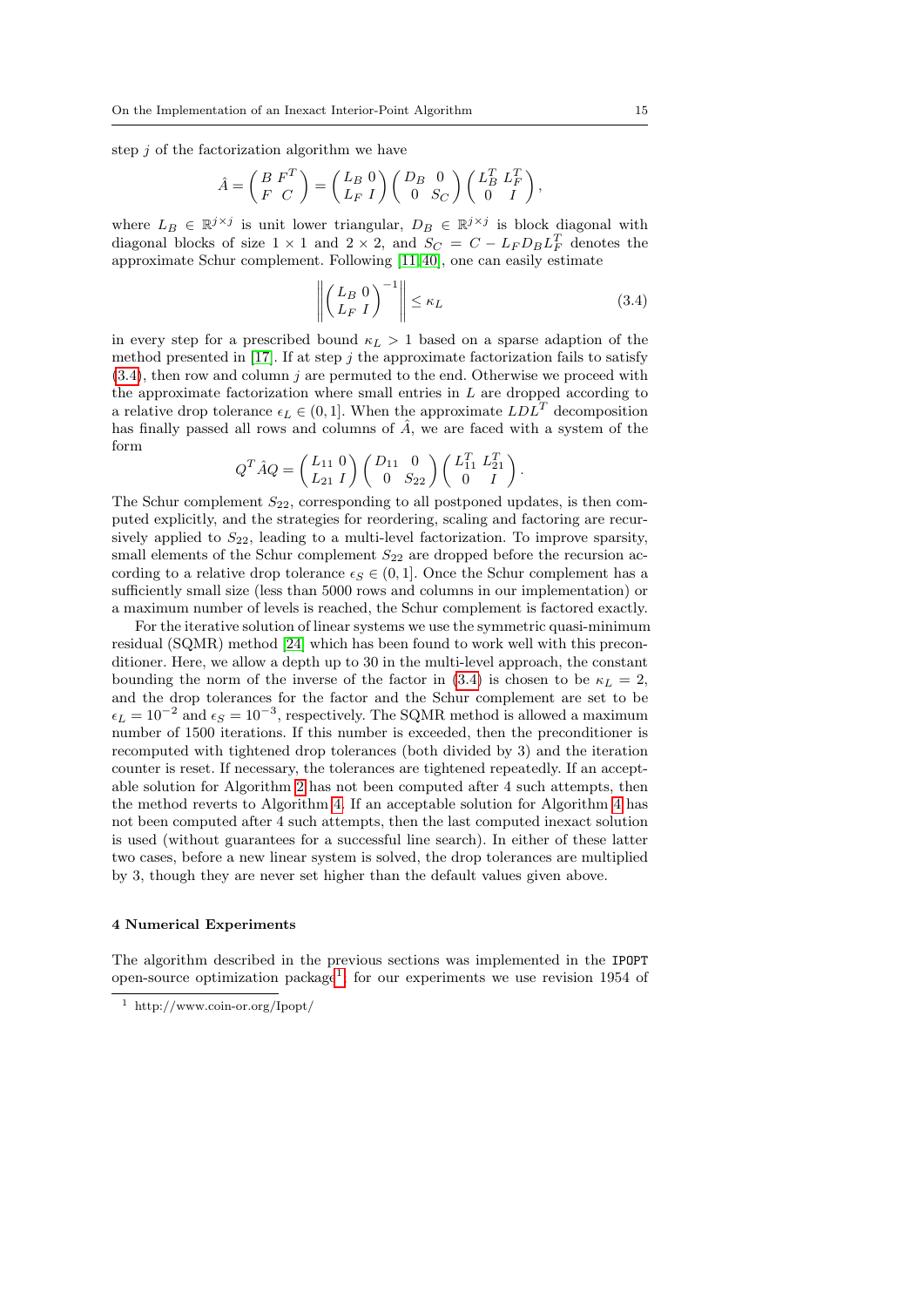step $j$ of the factorization algorithm we have

$$\hat{A} = \begin{pmatrix} B & F^T \\ F & C \end{pmatrix} = \begin{pmatrix} L_B & 0 \\ L_F & I \end{pmatrix} \begin{pmatrix} D_B & 0 \\ 0 & S_C \end{pmatrix} \begin{pmatrix} L_B^T & L_F^T \\ 0 & I \end{pmatrix},$$

where $L_B \in \mathbb{R}^{j \times j}$ is unit lower triangular, $D_B \in \mathbb{R}^{j \times j}$ is block diagonal with diagonal blocks of size $1 \times 1$ and $2 \times 2$, and $S_C = C - L_F D_B L_F^T$ denotes the approximate Schur complement. Following [11,40], one can easily estimate

$$\left\| \begin{pmatrix} L_B & 0 \\ L_F & I \end{pmatrix}^{-1} \right\| \leq \kappa_L \tag{3.4}$$

in every step for a prescribed bound $\kappa_L > 1$ based on a sparse adaption of the method presented in [17]. If at step $j$ the approximate factorization fails to satisfy (3.4), then row and column $j$ are permuted to the end. Otherwise we proceed with the approximate factorization where small entries in $L$ are dropped according to a relative drop tolerance $\epsilon_L \in (0, 1]$. When the approximate $LDL^T$ decomposition has finally passed all rows and columns of $\hat{A}$, we are faced with a system of the form

$$Q^T \hat{A} Q = \begin{pmatrix} L_{11} & 0 \\ L_{21} & I \end{pmatrix} \begin{pmatrix} D_{11} & 0 \\ 0 & S_{22} \end{pmatrix} \begin{pmatrix} L_{11}^T & L_{21}^T \\ 0 & I \end{pmatrix}.$$

The Schur complement $S_{22}$, corresponding to all postponed updates, is then computed explicitly, and the strategies for reordering, scaling and factoring are recursively applied to $S_{22}$, leading to a multi-level factorization. To improve sparsity, small elements of the Schur complement $S_{22}$ are dropped before the recursion according to a relative drop tolerance $\epsilon_S \in (0, 1]$. Once the Schur complement has a sufficiently small size (less than 5000 rows and columns in our implementation) or a maximum number of levels is reached, the Schur complement is factored exactly.

For the iterative solution of linear systems we use the symmetric quasi-minimum residual (SQMR) method [24] which has been found to work well with this preconditioner. Here, we allow a depth up to 30 in the multi-level approach, the constant bounding the norm of the inverse of the factor in (3.4) is chosen to be $\kappa_L = 2$, and the drop tolerances for the factor and the Schur complement are set to be $\epsilon_L = 10^{-2}$ and $\epsilon_S = 10^{-3}$, respectively. The SQMR method is allowed a maximum number of 1500 iterations. If this number is exceeded, then the preconditioner is recomputed with tightened drop tolerances (both divided by 3) and the iteration counter is reset. If necessary, the tolerances are tightened repeatedly. If an acceptable solution for Algorithm 2 has not been computed after 4 such attempts, then the method reverts to Algorithm 4. If an acceptable solution for Algorithm 4 has not been computed after 4 such attempts, then the last computed inexact solution is used (without guarantees for a successful line search). In either of these latter two cases, before a new linear system is solved, the drop tolerances are multiplied by 3, though they are never set higher than the default values given above.

## 4 Numerical Experiments

The algorithm described in the previous sections was implemented in the IPOPT open-source optimization package[1]; for our experiments we use revision 1954 of

[1] http://www.coin-or.org/Ipopt/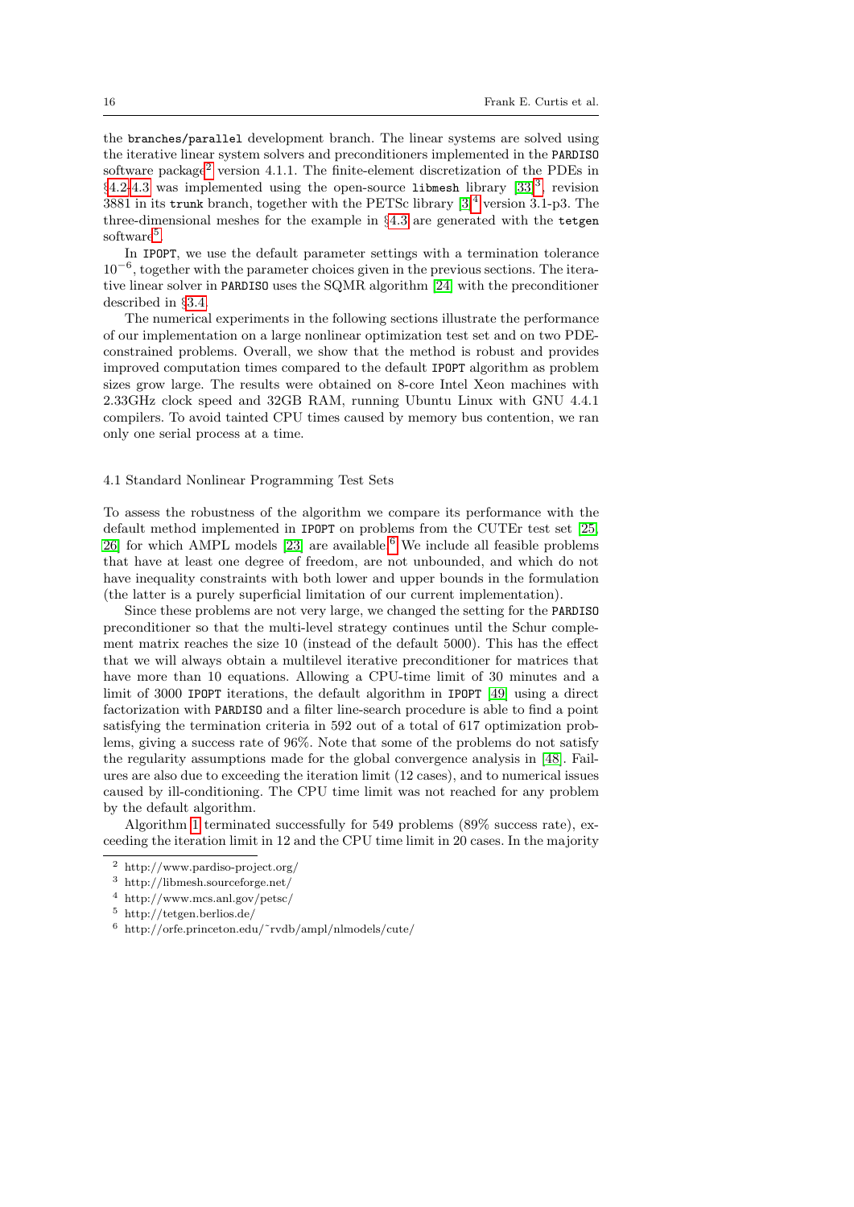the branches/parallel development branch. The linear systems are solved using the iterative linear system solvers and preconditioners implemented in the PARDISO software package[2] version 4.1.1. The finite-element discretization of the PDEs in §4.2-4.3 was implemented using the open-source libmesh library [33][3], revision 3881 in its trunk branch, together with the PETSc library [3][4] version 3.1-p3. The three-dimensional meshes for the example in §4.3 are generated with the tetgen software[5].

In IPOPT, we use the default parameter settings with a termination tolerance $10^{-6}$, together with the parameter choices given in the previous sections. The iterative linear solver in PARDISO uses the SQMR algorithm [24] with the preconditioner described in §3.4.

The numerical experiments in the following sections illustrate the performance of our implementation on a large nonlinear optimization test set and on two PDE-constrained problems. Overall, we show that the method is robust and provides improved computation times compared to the default IPOPT algorithm as problem sizes grow large. The results were obtained on 8-core Intel Xeon machines with 2.33GHz clock speed and 32GB RAM, running Ubuntu Linux with GNU 4.4.1 compilers. To avoid tainted CPU times caused by memory bus contention, we ran only one serial process at a time.

### 4.1 Standard Nonlinear Programming Test Sets

To assess the robustness of the algorithm we compare its performance with the default method implemented in IPOPT on problems from the CUTEr test set [25, 26] for which AMPL models [23] are available.[6] We include all feasible problems that have at least one degree of freedom, are not unbounded, and which do not have inequality constraints with both lower and upper bounds in the formulation (the latter is a purely superficial limitation of our current implementation).

Since these problems are not very large, we changed the setting for the PARDISO preconditioner so that the multi-level strategy continues until the Schur complement matrix reaches the size 10 (instead of the default 5000). This has the effect that we will always obtain a multilevel iterative preconditioner for matrices that have more than 10 equations. Allowing a CPU-time limit of 30 minutes and a limit of 3000 IPOPT iterations, the default algorithm in IPOPT [49] using a direct factorization with PARDISO and a filter line-search procedure is able to find a point satisfying the termination criteria in 592 out of a total of 617 optimization problems, giving a success rate of 96%. Note that some of the problems do not satisfy the regularity assumptions made for the global convergence analysis in [48]. Failures are also due to exceeding the iteration limit (12 cases), and to numerical issues caused by ill-conditioning. The CPU time limit was not reached for any problem by the default algorithm.

Algorithm 1 terminated successfully for 549 problems (89% success rate), exceeding the iteration limit in 12 and the CPU time limit in 20 cases. In the majority

---

[2] http://www.pardiso-project.org/

[3] http://libmesh.sourceforge.net/

[4] http://www.mcs.anl.gov/petsc/

[5] http://tetgen.berlios.de/

[6] http://orfe.princeton.edu/~rvdb/ampl/nlmodels/cute/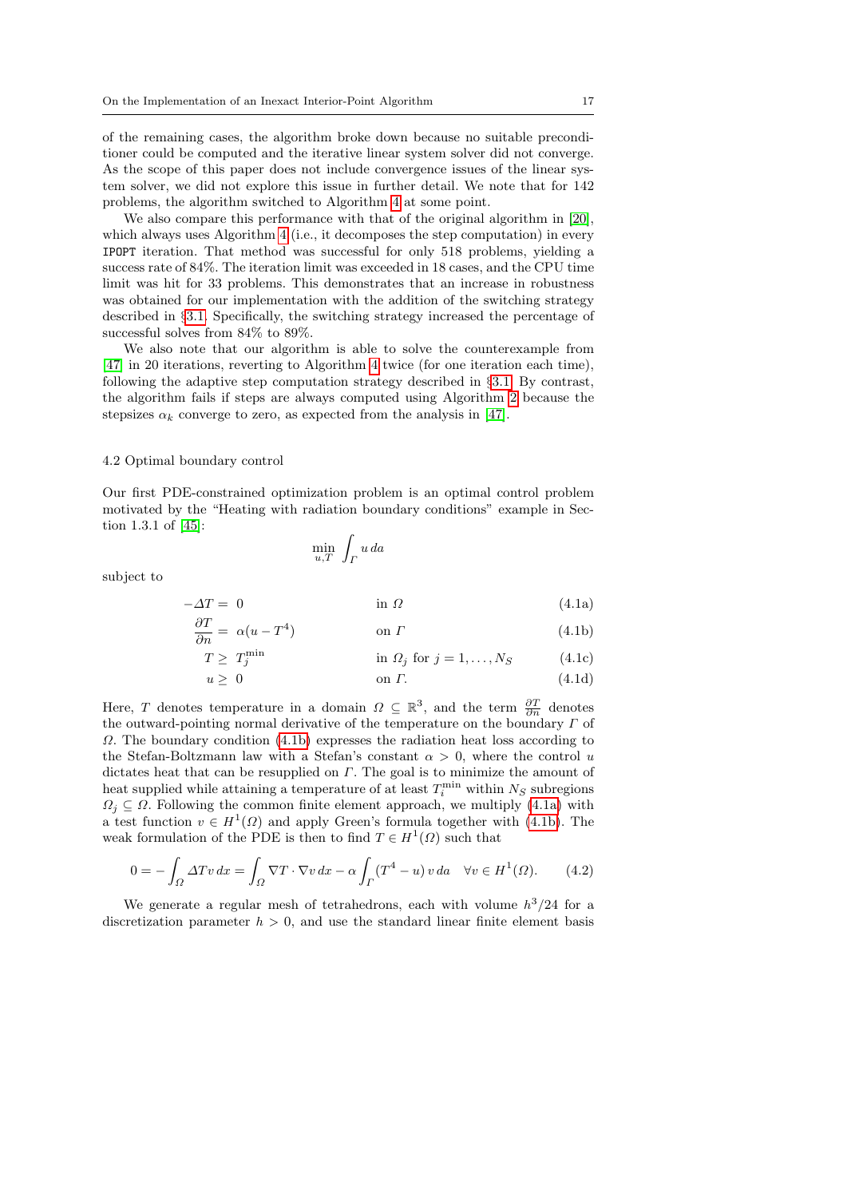of the remaining cases, the algorithm broke down because no suitable preconditioner could be computed and the iterative linear system solver did not converge. As the scope of this paper does not include convergence issues of the linear system solver, we did not explore this issue in further detail. We note that for 142 problems, the algorithm switched to Algorithm 4 at some point.

We also compare this performance with that of the original algorithm in [20], which always uses Algorithm 4 (i.e., it decomposes the step computation) in every `IPOPT` iteration. That method was successful for only 518 problems, yielding a success rate of 84%. The iteration limit was exceeded in 18 cases, and the CPU time limit was hit for 33 problems. This demonstrates that an increase in robustness was obtained for our implementation with the addition of the switching strategy described in §3.1. Specifically, the switching strategy increased the percentage of successful solves from 84% to 89%.

We also note that our algorithm is able to solve the counterexample from [47] in 20 iterations, reverting to Algorithm 4 twice (for one iteration each time), following the adaptive step computation strategy described in §3.1. By contrast, the algorithm fails if steps are always computed using Algorithm 2 because the stepsizes $\alpha_k$ converge to zero, as expected from the analysis in [47].

### 4.2 Optimal boundary control

Our first PDE-constrained optimization problem is an optimal control problem motivated by the "Heating with radiation boundary conditions" example in Section 1.3.1 of [45]:

$$\min_{u,T} \int_{\Gamma} u \, da$$

subject to

$$-\Delta T = 0 \qquad \text{in } \Omega \tag{4.1a}$$

$$\frac{\partial T}{\partial n} = \alpha(u - T^4) \qquad \text{on } \Gamma \tag{4.1b}$$

$$T \geq T_j^{\min} \qquad \text{in } \Omega_j \text{ for } j = 1, \ldots, N_S \tag{4.1c}$$

$$u \geq 0 \qquad \text{on } \Gamma. \tag{4.1d}$$

Here, $T$ denotes temperature in a domain $\Omega \subseteq \mathbb{R}^3$, and the term $\frac{\partial T}{\partial n}$ denotes the outward-pointing normal derivative of the temperature on the boundary $\Gamma$ of $\Omega$. The boundary condition (4.1b) expresses the radiation heat loss according to the Stefan-Boltzmann law with a Stefan's constant $\alpha > 0$, where the control $u$ dictates heat that can be resupplied on $\Gamma$. The goal is to minimize the amount of heat supplied while attaining a temperature of at least $T_i^{\min}$ within $N_S$ subregions $\Omega_j \subseteq \Omega$. Following the common finite element approach, we multiply (4.1a) with a test function $v \in H^1(\Omega)$ and apply Green's formula together with (4.1b). The weak formulation of the PDE is then to find $T \in H^1(\Omega)$ such that

$$0 = -\int_{\Omega} \Delta T v \, dx = \int_{\Omega} \nabla T \cdot \nabla v \, dx - \alpha \int_{\Gamma} (T^4 - u) \, v \, da \quad \forall v \in H^1(\Omega). \tag{4.2}$$

We generate a regular mesh of tetrahedrons, each with volume $h^3/24$ for a discretization parameter $h > 0$, and use the standard linear finite element basis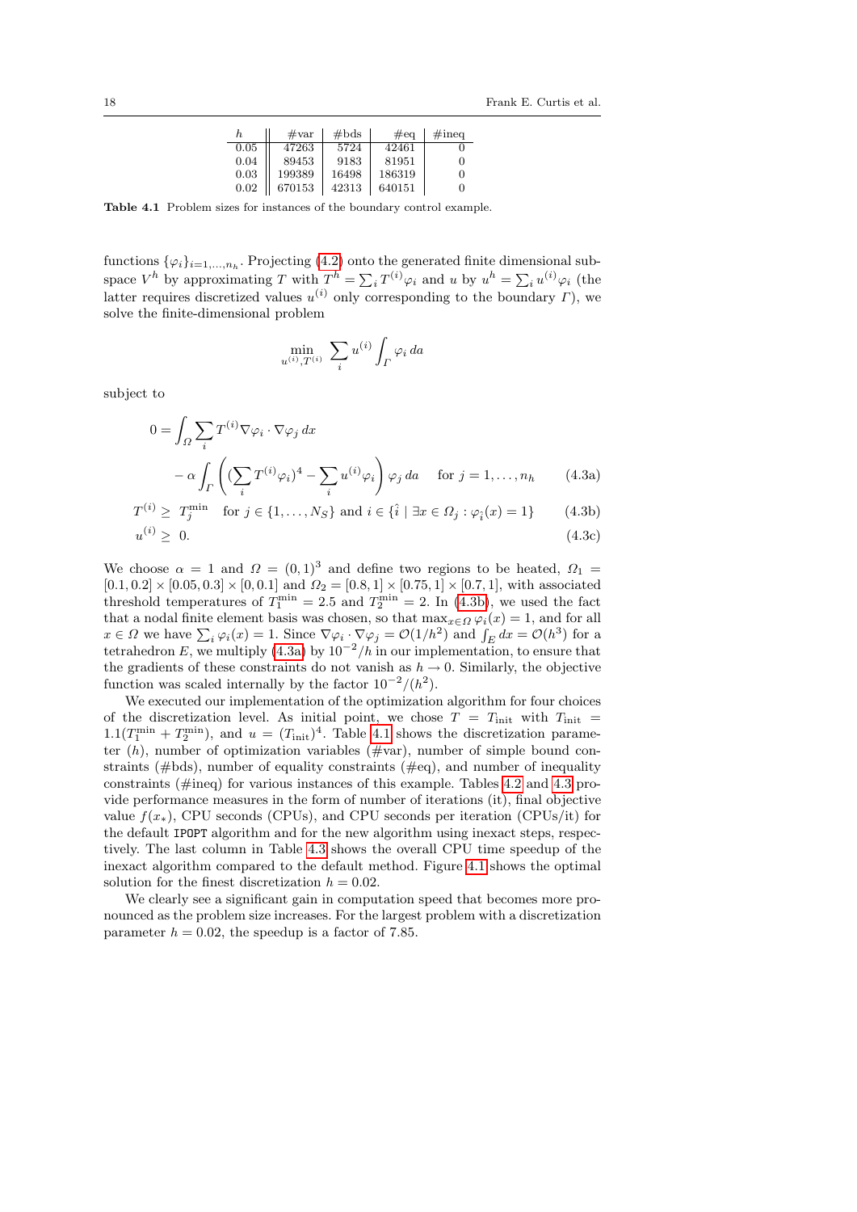| $h$ | #var | #bds | #eq | #ineq |
|---|---|---|---|---|
| 0.05 | 47263 | 5724 | 42461 | 0 |
| 0.04 | 89453 | 9183 | 81951 | 0 |
| 0.03 | 199389 | 16498 | 186319 | 0 |
| 0.02 | 670153 | 42313 | 640151 | 0 |

**Table 4.1** Problem sizes for instances of the boundary control example.

functions $\{\varphi_i\}_{i=1,\ldots,n_h}$. Projecting (4.2) onto the generated finite dimensional subspace $V^h$ by approximating $T$ with $T^h = \sum_i T^{(i)}\varphi_i$ and $u$ by $u^h = \sum_i u^{(i)}\varphi_i$ (the latter requires discretized values $u^{(i)}$ only corresponding to the boundary $\Gamma$), we solve the finite-dimensional problem

$$\min_{u^{(i)},T^{(i)}} \sum_i u^{(i)} \int_\Gamma \varphi_i \, da$$

subject to

$$0 = \int_\Omega \sum_i T^{(i)} \nabla\varphi_i \cdot \nabla\varphi_j \, dx - \alpha \int_\Gamma \left( (\sum_i T^{(i)}\varphi_i)^4 - \sum_i u^{(i)}\varphi_i \right) \varphi_j \, da \quad \text{for } j = 1, \ldots, n_h \tag{4.3a}$$

$$T^{(i)} \geq T_j^{\min} \quad \text{for } j \in \{1, \ldots, N_S\} \text{ and } i \in \{\hat{i} \mid \exists x \in \Omega_j : \varphi_{\hat{i}}(x) = 1\} \tag{4.3b}$$

$$u^{(i)} \geq 0. \tag{4.3c}$$

We choose $\alpha = 1$ and $\Omega = (0,1)^3$ and define two regions to be heated, $\Omega_1 = [0.1, 0.2] \times [0.05, 0.3] \times [0, 0.1]$ and $\Omega_2 = [0.8, 1] \times [0.75, 1] \times [0.7, 1]$, with associated threshold temperatures of $T_1^{\min} = 2.5$ and $T_2^{\min} = 2$. In (4.3b), we used the fact that a nodal finite element basis was chosen, so that $\max_{x\in\Omega} \varphi_i(x) = 1$, and for all $x \in \Omega$ we have $\sum_i \varphi_i(x) = 1$. Since $\nabla\varphi_i \cdot \nabla\varphi_j = \mathcal{O}(1/h^2)$ and $\int_E dx = \mathcal{O}(h^3)$ for a tetrahedron $E$, we multiply (4.3a) by $10^{-2}/h$ in our implementation, to ensure that the gradients of these constraints do not vanish as $h \to 0$. Similarly, the objective function was scaled internally by the factor $10^{-2}/(h^2)$.

We executed our implementation of the optimization algorithm for four choices of the discretization level. As initial point, we chose $T = T_{\text{init}}$ with $T_{\text{init}} = 1.1(T_1^{\min} + T_2^{\min})$, and $u = (T_{\text{init}})^4$. Table 4.1 shows the discretization parameter ($h$), number of optimization variables (#var), number of simple bound constraints (#bds), number of equality constraints (#eq), and number of inequality constraints (#ineq) for various instances of this example. Tables 4.2 and 4.3 provide performance measures in the form of number of iterations (it), final objective value $f(x_*)$, CPU seconds (CPUs), and CPU seconds per iteration (CPUs/it) for the default `IPOPT` algorithm and for the new algorithm using inexact steps, respectively. The last column in Table 4.3 shows the overall CPU time speedup of the inexact algorithm compared to the default method. Figure 4.1 shows the optimal solution for the finest discretization $h = 0.02$.

We clearly see a significant gain in computation speed that becomes more pronounced as the problem size increases. For the largest problem with a discretization parameter $h = 0.02$, the speedup is a factor of 7.85.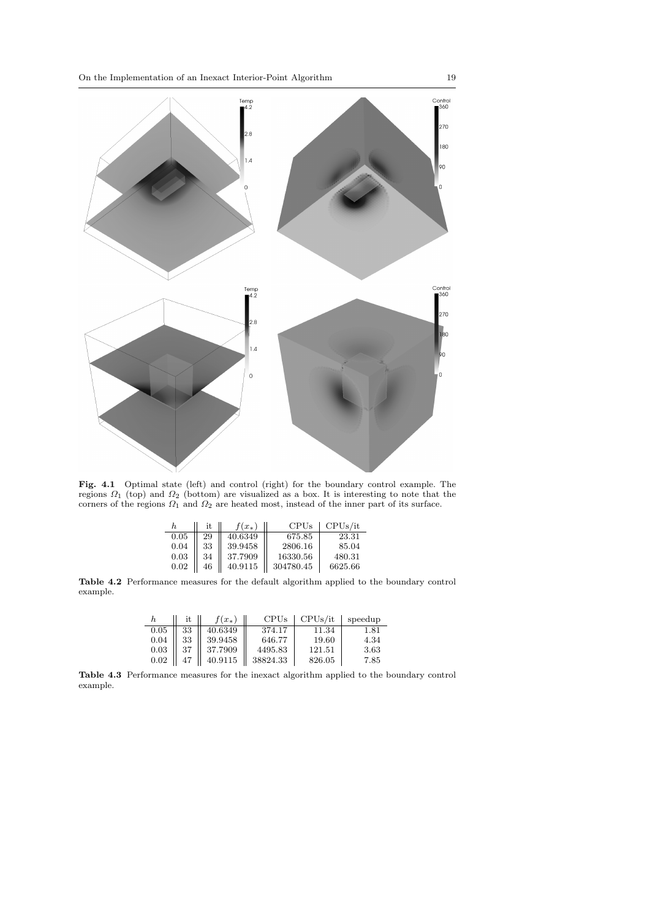**Fig. 4.1** Optimal state (left) and control (right) for the boundary control example. The regions $\Omega_1$ (top) and $\Omega_2$ (bottom) are visualized as a box. It is interesting to note that the corners of the regions $\Omega_1$ and $\Omega_2$ are heated most, instead of the inner part of its surface.

| $h$ | it | $f(x_*)$ | CPUs | CPUs/it |
|---|---|---|---|---|
| 0.05 | 29 | 40.6349 | 675.85 | 23.31 |
| 0.04 | 33 | 39.9458 | 2806.16 | 85.04 |
| 0.03 | 34 | 37.7909 | 16330.56 | 480.31 |
| 0.02 | 46 | 40.9115 | 304780.45 | 6625.66 |

**Table 4.2** Performance measures for the default algorithm applied to the boundary control example.

| $h$ | it | $f(x_*)$ | CPUs | CPUs/it | speedup |
|---|---|---|---|---|---|
| 0.05 | 33 | 40.6349 | 374.17 | 11.34 | 1.81 |
| 0.04 | 33 | 39.9458 | 646.77 | 19.60 | 4.34 |
| 0.03 | 37 | 37.7909 | 4495.83 | 121.51 | 3.63 |
| 0.02 | 47 | 40.9115 | 38824.33 | 826.05 | 7.85 |

**Table 4.3** Performance measures for the inexact algorithm applied to the boundary control example.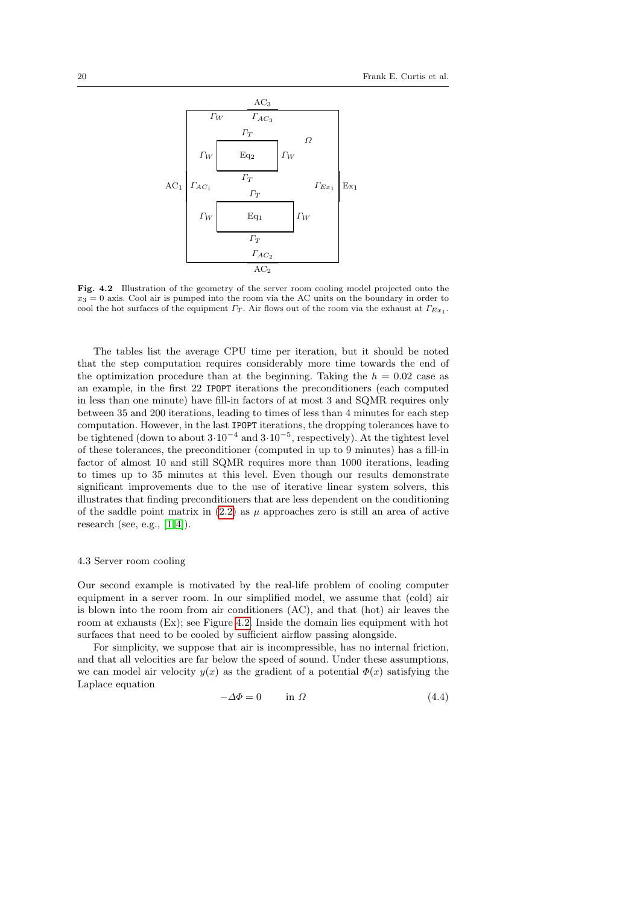**Fig. 4.2** Illustration of the geometry of the server room cooling model projected onto the $x_3 = 0$ axis. Cool air is pumped into the room via the AC units on the boundary in order to cool the hot surfaces of the equipment $\Gamma_T$. Air flows out of the room via the exhaust at $\Gamma_{Ex_1}$.

The tables list the average CPU time per iteration, but it should be noted that the step computation requires considerably more time towards the end of the optimization procedure than at the beginning. Taking the $h = 0.02$ case as an example, in the first 22 IPOPT iterations the preconditioners (each computed in less than one minute) have fill-in factors of at most 3 and SQMR requires only between 35 and 200 iterations, leading to times of less than 4 minutes for each step computation. However, in the last IPOPT iterations, the dropping tolerances have to be tightened (down to about $3 \cdot 10^{-4}$ and $3 \cdot 10^{-5}$, respectively). At the tightest level of these tolerances, the preconditioner (computed in up to 9 minutes) has a fill-in factor of almost 10 and still SQMR requires more than 1000 iterations, leading to times up to 35 minutes at this level. Even though our results demonstrate significant improvements due to the use of iterative linear system solvers, this illustrates that finding preconditioners that are less dependent on the conditioning of the saddle point matrix in (2.2) as $\mu$ approaches zero is still an area of active research (see, e.g., [1,4]).

### 4.3 Server room cooling

Our second example is motivated by the real-life problem of cooling computer equipment in a server room. In our simplified model, we assume that (cold) air is blown into the room from air conditioners (AC), and that (hot) air leaves the room at exhausts (Ex); see Figure 4.2. Inside the domain lies equipment with hot surfaces that need to be cooled by sufficient airflow passing alongside.

For simplicity, we suppose that air is incompressible, has no internal friction, and that all velocities are far below the speed of sound. Under these assumptions, we can model air velocity $y(x)$ as the gradient of a potential $\Phi(x)$ satisfying the Laplace equation

$$-\Delta\Phi = 0 \qquad \text{in } \Omega \tag{4.4}$$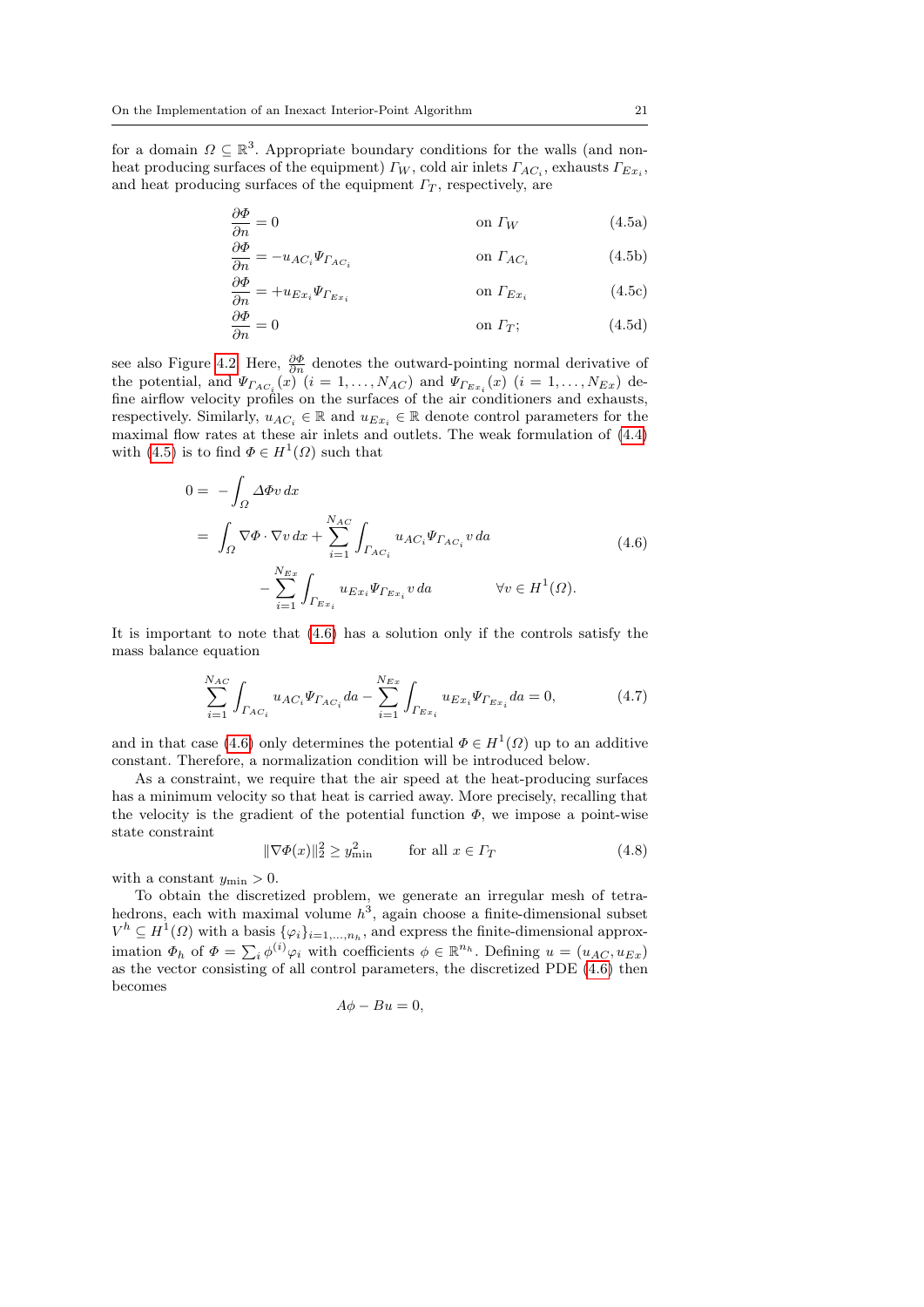for a domain $\Omega \subseteq \mathbb{R}^3$. Appropriate boundary conditions for the walls (and non-heat producing surfaces of the equipment) $\Gamma_W$, cold air inlets $\Gamma_{AC_i}$, exhausts $\Gamma_{Ex_i}$, and heat producing surfaces of the equipment $\Gamma_T$, respectively, are

$$\frac{\partial \Phi}{\partial n} = 0 \qquad \text{on } \Gamma_W \tag{4.5a}$$

$$\frac{\partial \Phi}{\partial n} = -u_{AC_i} \Psi_{\Gamma_{AC_i}} \qquad \text{on } \Gamma_{AC_i} \tag{4.5b}$$

$$\frac{\partial \Phi}{\partial n} = +u_{Ex_i} \Psi_{\Gamma_{Ex_i}} \qquad \text{on } \Gamma_{Ex_i} \tag{4.5c}$$

$$\frac{\partial \Phi}{\partial n} = 0 \qquad \text{on } \Gamma_T; \tag{4.5d}$$

see also Figure 4.2. Here, $\frac{\partial \Phi}{\partial n}$ denotes the outward-pointing normal derivative of the potential, and $\Psi_{\Gamma_{AC_i}}(x)$ $(i = 1, \ldots, N_{AC})$ and $\Psi_{\Gamma_{Ex_i}}(x)$ $(i = 1, \ldots, N_{Ex})$ define airflow velocity profiles on the surfaces of the air conditioners and exhausts, respectively. Similarly, $u_{AC_i} \in \mathbb{R}$ and $u_{Ex_i} \in \mathbb{R}$ denote control parameters for the maximal flow rates at these air inlets and outlets. The weak formulation of (4.4) with (4.5) is to find $\Phi \in H^1(\Omega)$ such that

$$\begin{aligned} 0 &= -\int_\Omega \Delta\Phi v \, dx \\ &= \int_\Omega \nabla\Phi \cdot \nabla v \, dx + \sum_{i=1}^{N_{AC}} \int_{\Gamma_{AC_i}} u_{AC_i} \Psi_{\Gamma_{AC_i}} v \, da \\ &\qquad - \sum_{i=1}^{N_{Ex}} \int_{\Gamma_{Ex_i}} u_{Ex_i} \Psi_{\Gamma_{Ex_i}} v \, da \qquad \qquad \forall v \in H^1(\Omega). \end{aligned} \tag{4.6}$$

It is important to note that (4.6) has a solution only if the controls satisfy the mass balance equation

$$\sum_{i=1}^{N_{AC}} \int_{\Gamma_{AC_i}} u_{AC_i} \Psi_{\Gamma_{AC_i}} da - \sum_{i=1}^{N_{Ex}} \int_{\Gamma_{Ex_i}} u_{Ex_i} \Psi_{\Gamma_{Ex_i}} da = 0, \tag{4.7}$$

and in that case (4.6) only determines the potential $\Phi \in H^1(\Omega)$ up to an additive constant. Therefore, a normalization condition will be introduced below.

As a constraint, we require that the air speed at the heat-producing surfaces has a minimum velocity so that heat is carried away. More precisely, recalling that the velocity is the gradient of the potential function $\Phi$, we impose a point-wise state constraint

$$\|\nabla\Phi(x)\|_2^2 \geq y_{\min}^2 \qquad \text{for all } x \in \Gamma_T \tag{4.8}$$

with a constant $y_{\min} > 0$.

To obtain the discretized problem, we generate an irregular mesh of tetrahedrons, each with maximal volume $h^3$, again choose a finite-dimensional subset $V^h \subseteq H^1(\Omega)$ with a basis $\{\varphi_i\}_{i=1,\ldots,n_h}$, and express the finite-dimensional approximation $\Phi_h$ of $\Phi = \sum_i \phi^{(i)} \varphi_i$ with coefficients $\phi \in \mathbb{R}^{n_h}$. Defining $u = (u_{AC}, u_{Ex})$ as the vector consisting of all control parameters, the discretized PDE (4.6) then becomes

$$A\phi - Bu = 0,$$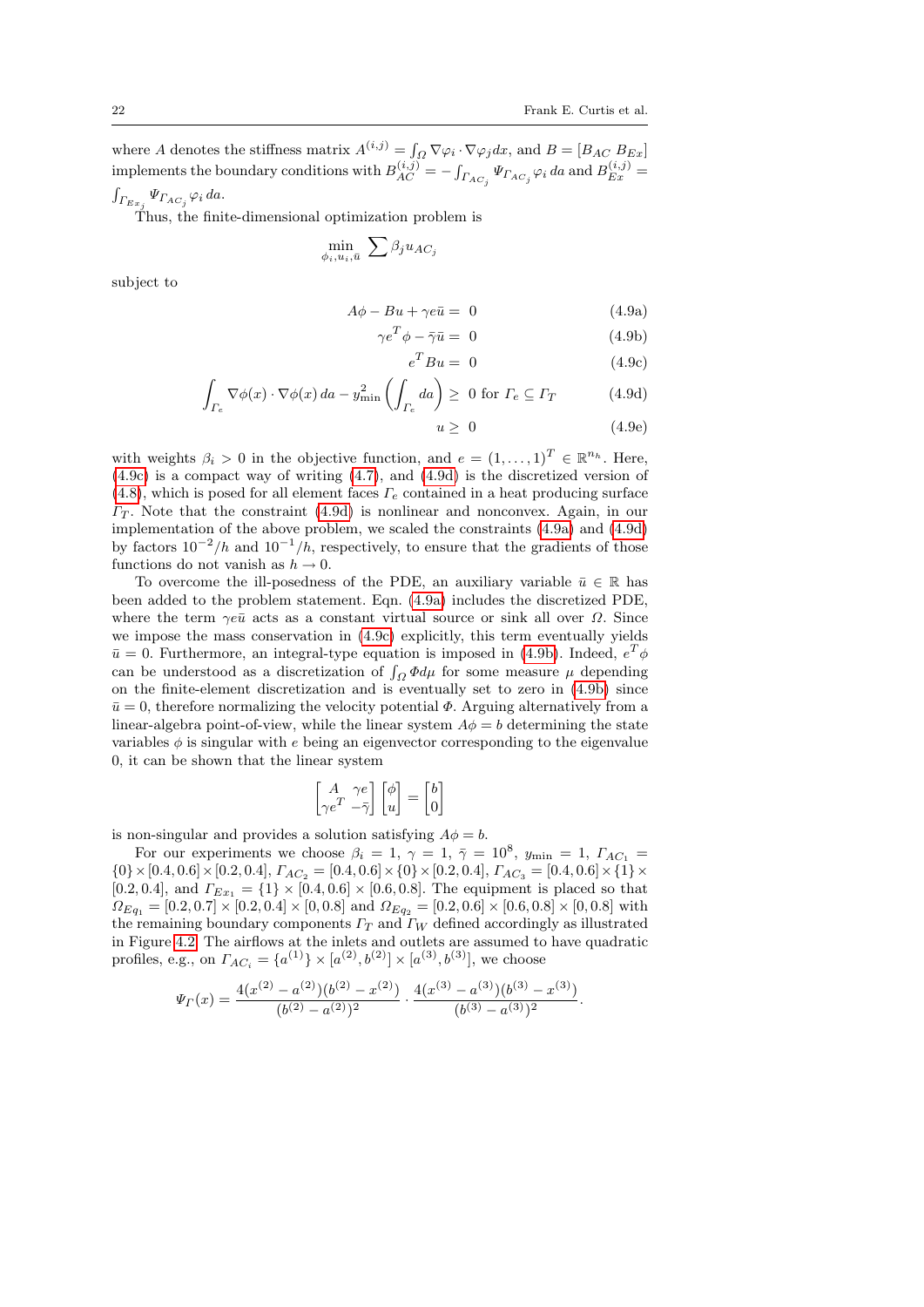where $A$ denotes the stiffness matrix $A^{(i,j)} = \int_\Omega \nabla\varphi_i \cdot \nabla\varphi_j dx$, and $B = [B_{AC}\ B_{Ex}]$ implements the boundary conditions with $B_{AC}^{(i,j)} = -\int_{\Gamma_{AC_j}} \Psi_{\Gamma_{AC_j}} \varphi_i \, da$ and $B_{Ex}^{(i,j)} = \int_{\Gamma_{Ex_j}} \Psi_{\Gamma_{AC_j}} \varphi_i \, da$.

Thus, the finite-dimensional optimization problem is

$$\min_{\phi_i, u_i, \bar{u}} \sum \beta_j u_{AC_j}$$

subject to

$$A\phi - Bu + \gamma e \bar{u} = 0 \tag{4.9a}$$

$$\gamma e^T \phi - \bar{\gamma}\bar{u} = 0 \tag{4.9b}$$

$$e^T B u = 0 \tag{4.9c}$$

$$\int_{\Gamma_e} \nabla\phi(x) \cdot \nabla\phi(x) \, da - y_{\min}^2 \left( \int_{\Gamma_e} da \right) \geq 0 \text{ for } \Gamma_e \subseteq \Gamma_T \tag{4.9d}$$

$$u \geq 0 \tag{4.9e}$$

with weights $\beta_i > 0$ in the objective function, and $e = (1, \ldots, 1)^T \in \mathbb{R}^{n_h}$. Here, (4.9c) is a compact way of writing (4.7), and (4.9d) is the discretized version of (4.8), which is posed for all element faces $\Gamma_e$ contained in a heat producing surface $\Gamma_T$. Note that the constraint (4.9d) is nonlinear and nonconvex. Again, in our implementation of the above problem, we scaled the constraints (4.9a) and (4.9d) by factors $10^{-2}/h$ and $10^{-1}/h$, respectively, to ensure that the gradients of those functions do not vanish as $h \to 0$.

To overcome the ill-posedness of the PDE, an auxiliary variable $\bar{u} \in \mathbb{R}$ has been added to the problem statement. Eqn. (4.9a) includes the discretized PDE, where the term $\gamma e \bar{u}$ acts as a constant virtual source or sink all over $\Omega$. Since we impose the mass conservation in (4.9c) explicitly, this term eventually yields $\bar{u} = 0$. Furthermore, an integral-type equation is imposed in (4.9b). Indeed, $e^T\phi$ can be understood as a discretization of $\int_\Omega \Phi d\mu$ for some measure $\mu$ depending on the finite-element discretization and is eventually set to zero in (4.9b) since $\bar{u} = 0$, therefore normalizing the velocity potential $\Phi$. Arguing alternatively from a linear-algebra point-of-view, while the linear system $A\phi = b$ determining the state variables $\phi$ is singular with $e$ being an eigenvector corresponding to the eigenvalue 0, it can be shown that the linear system

$$\begin{bmatrix} A & \gamma e \\ \gamma e^T & -\bar{\gamma} \end{bmatrix} \begin{bmatrix} \phi \\ u \end{bmatrix} = \begin{bmatrix} b \\ 0 \end{bmatrix}$$

is non-singular and provides a solution satisfying $A\phi = b$.

For our experiments we choose $\beta_i = 1$, $\gamma = 1$, $\bar{\gamma} = 10^8$, $y_{\min} = 1$, $\Gamma_{AC_1} = \{0\} \times [0.4, 0.6] \times [0.2, 0.4]$, $\Gamma_{AC_2} = [0.4, 0.6] \times \{0\} \times [0.2, 0.4]$, $\Gamma_{AC_3} = [0.4, 0.6] \times \{1\} \times [0.2, 0.4]$, and $\Gamma_{Ex_1} = \{1\} \times [0.4, 0.6] \times [0.6, 0.8]$. The equipment is placed so that $\Omega_{Eq_1} = [0.2, 0.7] \times [0.2, 0.4] \times [0, 0.8]$ and $\Omega_{Eq_2} = [0.2, 0.6] \times [0.6, 0.8] \times [0, 0.8]$ with the remaining boundary components $\Gamma_T$ and $\Gamma_W$ defined accordingly as illustrated in Figure 4.2. The airflows at the inlets and outlets are assumed to have quadratic profiles, e.g., on $\Gamma_{AC_i} = \{a^{(1)}\} \times [a^{(2)}, b^{(2)}] \times [a^{(3)}, b^{(3)}]$, we choose

$$\Psi_\Gamma(x) = \frac{4(x^{(2)} - a^{(2)})(b^{(2)} - x^{(2)})}{(b^{(2)} - a^{(2)})^2} \cdot \frac{4(x^{(3)} - a^{(3)})(b^{(3)} - x^{(3)})}{(b^{(3)} - a^{(3)})^2}.$$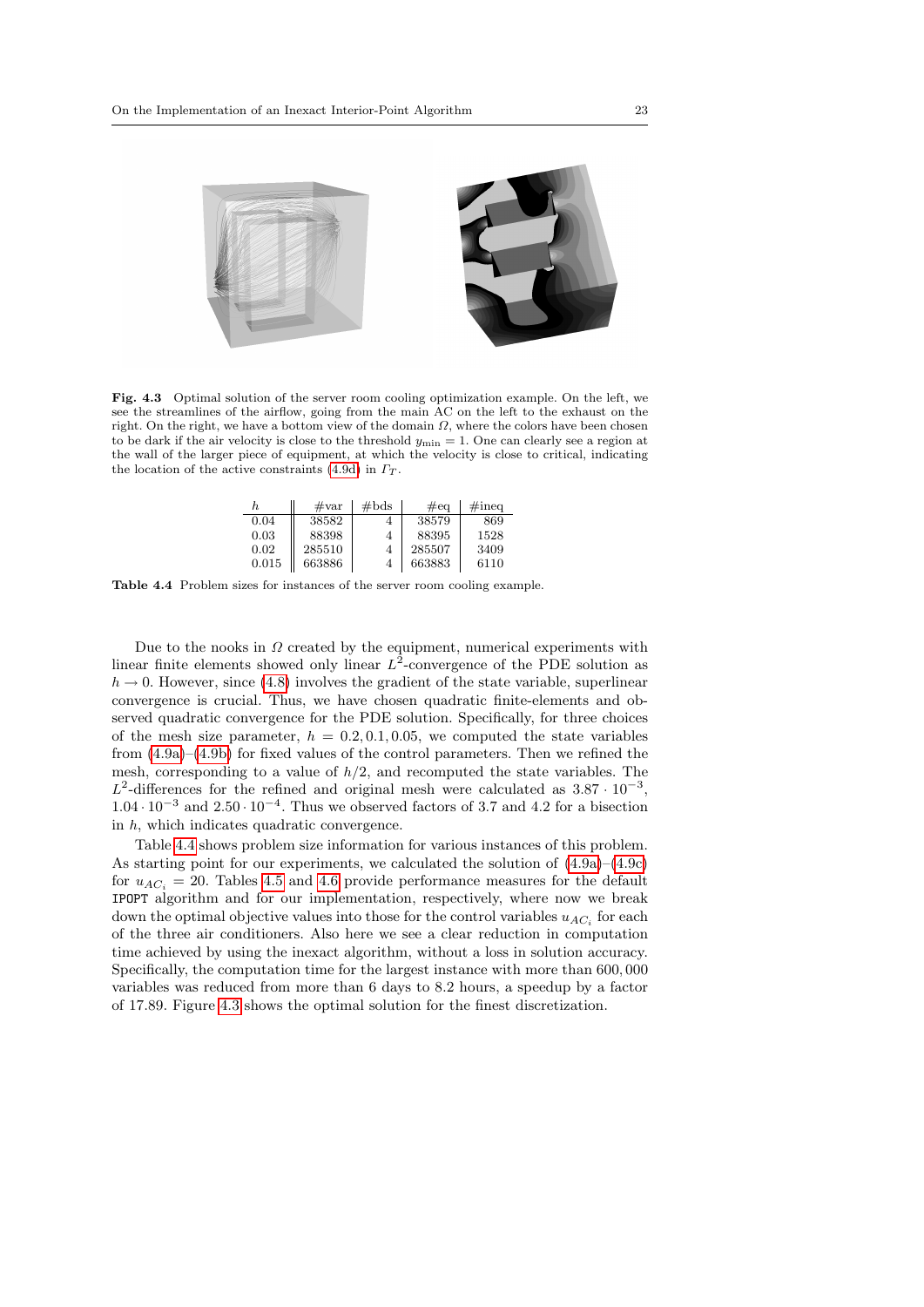**Fig. 4.3** Optimal solution of the server room cooling optimization example. On the left, we see the streamlines of the airflow, going from the main AC on the left to the exhaust on the right. On the right, we have a bottom view of the domain $\Omega$, where the colors have been chosen to be dark if the air velocity is close to the threshold $y_{\min} = 1$. One can clearly see a region at the wall of the larger piece of equipment, at which the velocity is close to critical, indicating the location of the active constraints (4.9d) in $\Gamma_T$.

| $h$ | #var | #bds | #eq | #ineq |
|---|---|---|---|---|
| 0.04 | 38582 | 4 | 38579 | 869 |
| 0.03 | 88398 | 4 | 88395 | 1528 |
| 0.02 | 285510 | 4 | 285507 | 3409 |
| 0.015 | 663886 | 4 | 663883 | 6110 |

**Table 4.4** Problem sizes for instances of the server room cooling example.

Due to the nooks in $\Omega$ created by the equipment, numerical experiments with linear finite elements showed only linear $L^2$-convergence of the PDE solution as $h \to 0$. However, since (4.8) involves the gradient of the state variable, superlinear convergence is crucial. Thus, we have chosen quadratic finite-elements and observed quadratic convergence for the PDE solution. Specifically, for three choices of the mesh size parameter, $h = 0.2, 0.1, 0.05$, we computed the state variables from (4.9a)–(4.9b) for fixed values of the control parameters. Then we refined the mesh, corresponding to a value of $h/2$, and recomputed the state variables. The $L^2$-differences for the refined and original mesh were calculated as $3.87 \cdot 10^{-3}$, $1.04 \cdot 10^{-3}$ and $2.50 \cdot 10^{-4}$. Thus we observed factors of 3.7 and 4.2 for a bisection in $h$, which indicates quadratic convergence.

Table 4.4 shows problem size information for various instances of this problem. As starting point for our experiments, we calculated the solution of (4.9a)–(4.9c) for $u_{AC_i} = 20$. Tables 4.5 and 4.6 provide performance measures for the default IPOPT algorithm and for our implementation, respectively, where now we break down the optimal objective values into those for the control variables $u_{AC_i}$ for each of the three air conditioners. Also here we see a clear reduction in computation time achieved by using the inexact algorithm, without a loss in solution accuracy. Specifically, the computation time for the largest instance with more than 600,000 variables was reduced from more than 6 days to 8.2 hours, a speedup by a factor of 17.89. Figure 4.3 shows the optimal solution for the finest discretization.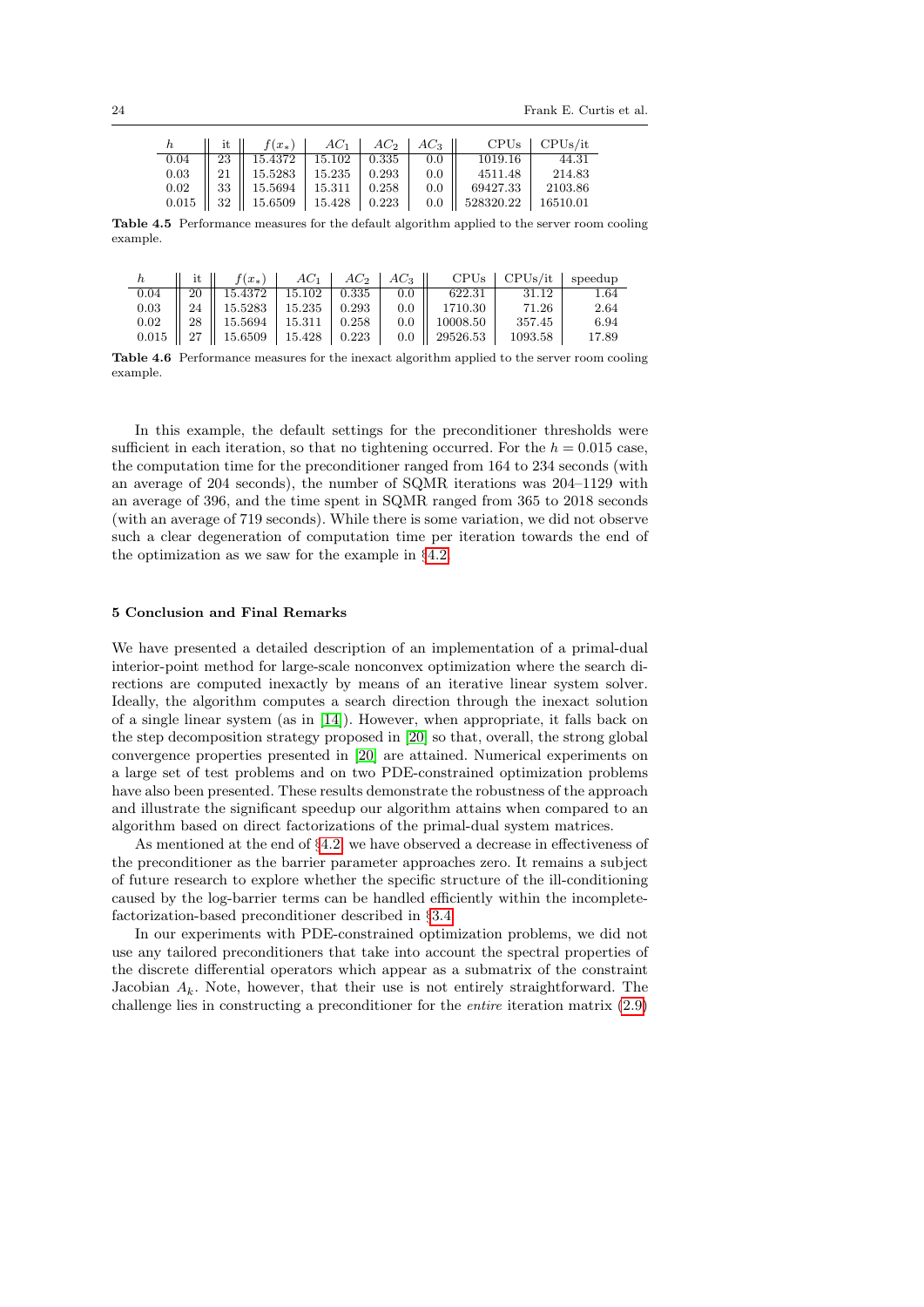| $h$ | it | $f(x_*)$ | $AC_1$ | $AC_2$ | $AC_3$ | CPUs | CPUs/it |
|---|---|---|---|---|---|---|---|
| 0.04 | 23 | 15.4372 | 15.102 | 0.335 | 0.0 | 1019.16 | 44.31 |
| 0.03 | 21 | 15.5283 | 15.235 | 0.293 | 0.0 | 4511.48 | 214.83 |
| 0.02 | 33 | 15.5694 | 15.311 | 0.258 | 0.0 | 69427.33 | 2103.86 |
| 0.015 | 32 | 15.6509 | 15.428 | 0.223 | 0.0 | 528320.22 | 16510.01 |

**Table 4.5** Performance measures for the default algorithm applied to the server room cooling example.

| $h$ | it | $f(x_*)$ | $AC_1$ | $AC_2$ | $AC_3$ | CPUs | CPUs/it | speedup |
|---|---|---|---|---|---|---|---|---|
| 0.04 | 20 | 15.4372 | 15.102 | 0.335 | 0.0 | 622.31 | 31.12 | 1.64 |
| 0.03 | 24 | 15.5283 | 15.235 | 0.293 | 0.0 | 1710.30 | 71.26 | 2.64 |
| 0.02 | 28 | 15.5694 | 15.311 | 0.258 | 0.0 | 10008.50 | 357.45 | 6.94 |
| 0.015 | 27 | 15.6509 | 15.428 | 0.223 | 0.0 | 29526.53 | 1093.58 | 17.89 |

**Table 4.6** Performance measures for the inexact algorithm applied to the server room cooling example.

In this example, the default settings for the preconditioner thresholds were sufficient in each iteration, so that no tightening occurred. For the $h = 0.015$ case, the computation time for the preconditioner ranged from 164 to 234 seconds (with an average of 204 seconds), the number of SQMR iterations was 204–1129 with an average of 396, and the time spent in SQMR ranged from 365 to 2018 seconds (with an average of 719 seconds). While there is some variation, we did not observe such a clear degeneration of computation time per iteration towards the end of the optimization as we saw for the example in §4.2.

## 5 Conclusion and Final Remarks

We have presented a detailed description of an implementation of a primal-dual interior-point method for large-scale nonconvex optimization where the search directions are computed inexactly by means of an iterative linear system solver. Ideally, the algorithm computes a search direction through the inexact solution of a single linear system (as in [14]). However, when appropriate, it falls back on the step decomposition strategy proposed in [20] so that, overall, the strong global convergence properties presented in [20] are attained. Numerical experiments on a large set of test problems and on two PDE-constrained optimization problems have also been presented. These results demonstrate the robustness of the approach and illustrate the significant speedup our algorithm attains when compared to an algorithm based on direct factorizations of the primal-dual system matrices.

As mentioned at the end of §4.2, we have observed a decrease in effectiveness of the preconditioner as the barrier parameter approaches zero. It remains a subject of future research to explore whether the specific structure of the ill-conditioning caused by the log-barrier terms can be handled efficiently within the incomplete-factorization-based preconditioner described in §3.4.

In our experiments with PDE-constrained optimization problems, we did not use any tailored preconditioners that take into account the spectral properties of the discrete differential operators which appear as a submatrix of the constraint Jacobian $A_k$. Note, however, that their use is not entirely straightforward. The challenge lies in constructing a preconditioner for the *entire* iteration matrix (2.9)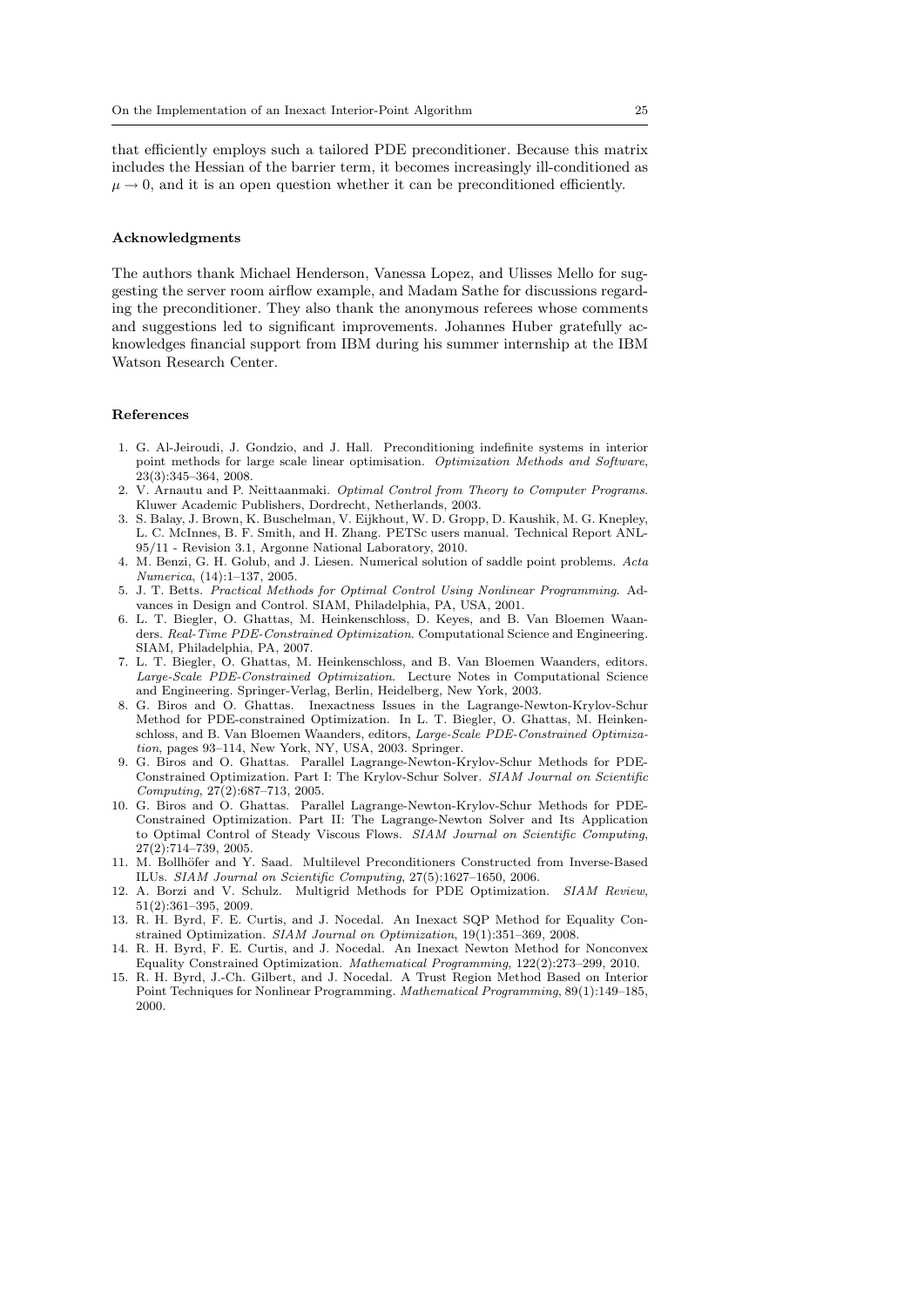that efficiently employs such a tailored PDE preconditioner. Because this matrix includes the Hessian of the barrier term, it becomes increasingly ill-conditioned as $\mu \to 0$, and it is an open question whether it can be preconditioned efficiently.

### Acknowledgments

The authors thank Michael Henderson, Vanessa Lopez, and Ulisses Mello for suggesting the server room airflow example, and Madam Sathe for discussions regarding the preconditioner. They also thank the anonymous referees whose comments and suggestions led to significant improvements. Johannes Huber gratefully acknowledges financial support from IBM during his summer internship at the IBM Watson Research Center.

### References

1. G. Al-Jeiroudi, J. Gondzio, and J. Hall. Preconditioning indefinite systems in interior point methods for large scale linear optimisation. *Optimization Methods and Software*, 23(3):345–364, 2008.
2. V. Arnautu and P. Neittaanmaki. *Optimal Control from Theory to Computer Programs*. Kluwer Academic Publishers, Dordrecht, Netherlands, 2003.
3. S. Balay, J. Brown, K. Buschelman, V. Eijkhout, W. D. Gropp, D. Kaushik, M. G. Knepley, L. C. McInnes, B. F. Smith, and H. Zhang. PETSc users manual. Technical Report ANL-95/11 - Revision 3.1, Argonne National Laboratory, 2010.
4. M. Benzi, G. H. Golub, and J. Liesen. Numerical solution of saddle point problems. *Acta Numerica*, (14):1–137, 2005.
5. J. T. Betts. *Practical Methods for Optimal Control Using Nonlinear Programming*. Advances in Design and Control. SIAM, Philadelphia, PA, USA, 2001.
6. L. T. Biegler, O. Ghattas, M. Heinkenschloss, D. Keyes, and B. Van Bloemen Waanders. *Real-Time PDE-Constrained Optimization*. Computational Science and Engineering. SIAM, Philadelphia, PA, 2007.
7. L. T. Biegler, O. Ghattas, M. Heinkenschloss, and B. Van Bloemen Waanders, editors. *Large-Scale PDE-Constrained Optimization*. Lecture Notes in Computational Science and Engineering. Springer-Verlag, Berlin, Heidelberg, New York, 2003.
8. G. Biros and O. Ghattas. Inexactness Issues in the Lagrange-Newton-Krylov-Schur Method for PDE-constrained Optimization. In L. T. Biegler, O. Ghattas, M. Heinkenschloss, and B. Van Bloemen Waanders, editors, *Large-Scale PDE-Constrained Optimization*, pages 93–114, New York, NY, USA, 2003. Springer.
9. G. Biros and O. Ghattas. Parallel Lagrange-Newton-Krylov-Schur Methods for PDE-Constrained Optimization. Part I: The Krylov-Schur Solver. *SIAM Journal on Scientific Computing*, 27(2):687–713, 2005.
10. G. Biros and O. Ghattas. Parallel Lagrange-Newton-Krylov-Schur Methods for PDE-Constrained Optimization. Part II: The Lagrange-Newton Solver and Its Application to Optimal Control of Steady Viscous Flows. *SIAM Journal on Scientific Computing*, 27(2):714–739, 2005.
11. M. Bollhöfer and Y. Saad. Multilevel Preconditioners Constructed from Inverse-Based ILUs. *SIAM Journal on Scientific Computing*, 27(5):1627–1650, 2006.
12. A. Borzi and V. Schulz. Multigrid Methods for PDE Optimization. *SIAM Review*, 51(2):361–395, 2009.
13. R. H. Byrd, F. E. Curtis, and J. Nocedal. An Inexact SQP Method for Equality Constrained Optimization. *SIAM Journal on Optimization*, 19(1):351–369, 2008.
14. R. H. Byrd, F. E. Curtis, and J. Nocedal. An Inexact Newton Method for Nonconvex Equality Constrained Optimization. *Mathematical Programming*, 122(2):273–299, 2010.
15. R. H. Byrd, J.-Ch. Gilbert, and J. Nocedal. A Trust Region Method Based on Interior Point Techniques for Nonlinear Programming. *Mathematical Programming*, 89(1):149–185, 2000.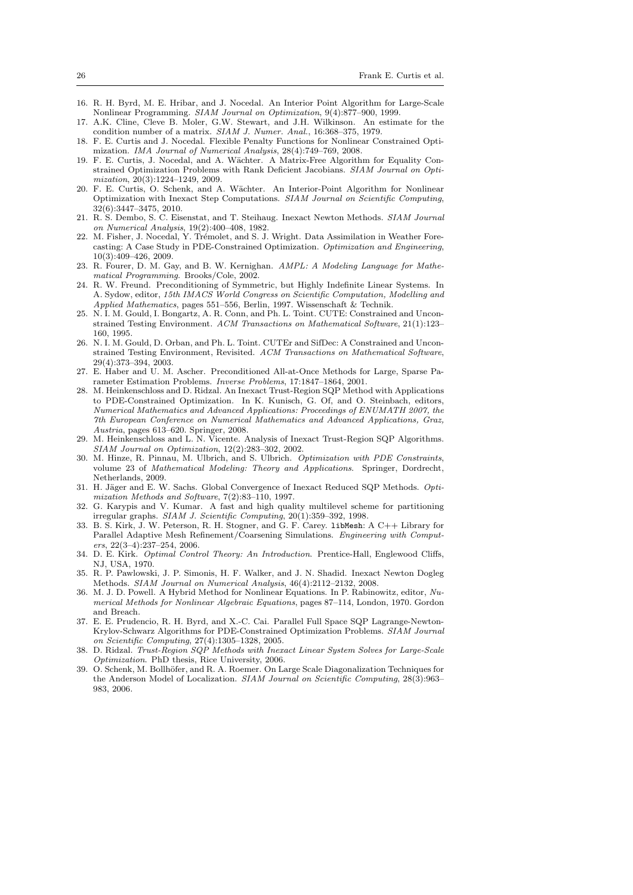16. R. H. Byrd, M. E. Hribar, and J. Nocedal. An Interior Point Algorithm for Large-Scale Nonlinear Programming. *SIAM Journal on Optimization*, 9(4):877–900, 1999.
17. A.K. Cline, Cleve B. Moler, G.W. Stewart, and J.H. Wilkinson. An estimate for the condition number of a matrix. *SIAM J. Numer. Anal.*, 16:368–375, 1979.
18. F. E. Curtis and J. Nocedal. Flexible Penalty Functions for Nonlinear Constrained Optimization. *IMA Journal of Numerical Analysis*, 28(4):749–769, 2008.
19. F. E. Curtis, J. Nocedal, and A. Wächter. A Matrix-Free Algorithm for Equality Constrained Optimization Problems with Rank Deficient Jacobians. *SIAM Journal on Optimization*, 20(3):1224–1249, 2009.
20. F. E. Curtis, O. Schenk, and A. Wächter. An Interior-Point Algorithm for Nonlinear Optimization with Inexact Step Computations. *SIAM Journal on Scientific Computing*, 32(6):3447–3475, 2010.
21. R. S. Dembo, S. C. Eisenstat, and T. Steihaug. Inexact Newton Methods. *SIAM Journal on Numerical Analysis*, 19(2):400–408, 1982.
22. M. Fisher, J. Nocedal, Y. Trémolet, and S. J. Wright. Data Assimilation in Weather Forecasting: A Case Study in PDE-Constrained Optimization. *Optimization and Engineering*, 10(3):409–426, 2009.
23. R. Fourer, D. M. Gay, and B. W. Kernighan. *AMPL: A Modeling Language for Mathematical Programming*. Brooks/Cole, 2002.
24. R. W. Freund. Preconditioning of Symmetric, but Highly Indefinite Linear Systems. In A. Sydow, editor, *15th IMACS World Congress on Scientific Computation, Modelling and Applied Mathematics*, pages 551–556, Berlin, 1997. Wissenschaft & Technik.
25. N. I. M. Gould, I. Bongartz, A. R. Conn, and Ph. L. Toint. CUTE: Constrained and Unconstrained Testing Environment. *ACM Transactions on Mathematical Software*, 21(1):123–160, 1995.
26. N. I. M. Gould, D. Orban, and Ph. L. Toint. CUTEr and SifDec: A Constrained and Unconstrained Testing Environment, Revisited. *ACM Transactions on Mathematical Software*, 29(4):373–394, 2003.
27. E. Haber and U. M. Ascher. Preconditioned All-at-Once Methods for Large, Sparse Parameter Estimation Problems. *Inverse Problems*, 17:1847–1864, 2001.
28. M. Heinkenschloss and D. Ridzal. An Inexact Trust-Region SQP Method with Applications to PDE-Constrained Optimization. In K. Kunisch, G. Of, and O. Steinbach, editors, *Numerical Mathematics and Advanced Applications: Proceedings of ENUMATH 2007, the 7th European Conference on Numerical Mathematics and Advanced Applications, Graz, Austria*, pages 613–620. Springer, 2008.
29. M. Heinkenschloss and L. N. Vicente. Analysis of Inexact Trust-Region SQP Algorithms. *SIAM Journal on Optimization*, 12(2):283–302, 2002.
30. M. Hinze, R. Pinnau, M. Ulbrich, and S. Ulbrich. *Optimization with PDE Constraints*, volume 23 of *Mathematical Modeling: Theory and Applications*. Springer, Dordrecht, Netherlands, 2009.
31. H. Jäger and E. W. Sachs. Global Convergence of Inexact Reduced SQP Methods. *Optimization Methods and Software*, 7(2):83–110, 1997.
32. G. Karypis and V. Kumar. A fast and high quality multilevel scheme for partitioning irregular graphs. *SIAM J. Scientific Computing*, 20(1):359–392, 1998.
33. B. S. Kirk, J. W. Peterson, R. H. Stogner, and G. F. Carey. `libMesh`: A C++ Library for Parallel Adaptive Mesh Refinement/Coarsening Simulations. *Engineering with Computers*, 22(3–4):237–254, 2006.
34. D. E. Kirk. *Optimal Control Theory: An Introduction*. Prentice-Hall, Englewood Cliffs, NJ, USA, 1970.
35. R. P. Pawlowski, J. P. Simonis, H. F. Walker, and J. N. Shadid. Inexact Newton Dogleg Methods. *SIAM Journal on Numerical Analysis*, 46(4):2112–2132, 2008.
36. M. J. D. Powell. A Hybrid Method for Nonlinear Equations. In P. Rabinowitz, editor, *Numerical Methods for Nonlinear Algebraic Equations*, pages 87–114, London, 1970. Gordon and Breach.
37. E. E. Prudencio, R. H. Byrd, and X.-C. Cai. Parallel Full Space SQP Lagrange-Newton-Krylov-Schwarz Algorithms for PDE-Constrained Optimization Problems. *SIAM Journal on Scientific Computing*, 27(4):1305–1328, 2005.
38. D. Ridzal. *Trust-Region SQP Methods with Inexact Linear System Solves for Large-Scale Optimization*. PhD thesis, Rice University, 2006.
39. O. Schenk, M. Bollhöfer, and R. A. Roemer. On Large Scale Diagonalization Techniques for the Anderson Model of Localization. *SIAM Journal on Scientific Computing*, 28(3):963–983, 2006.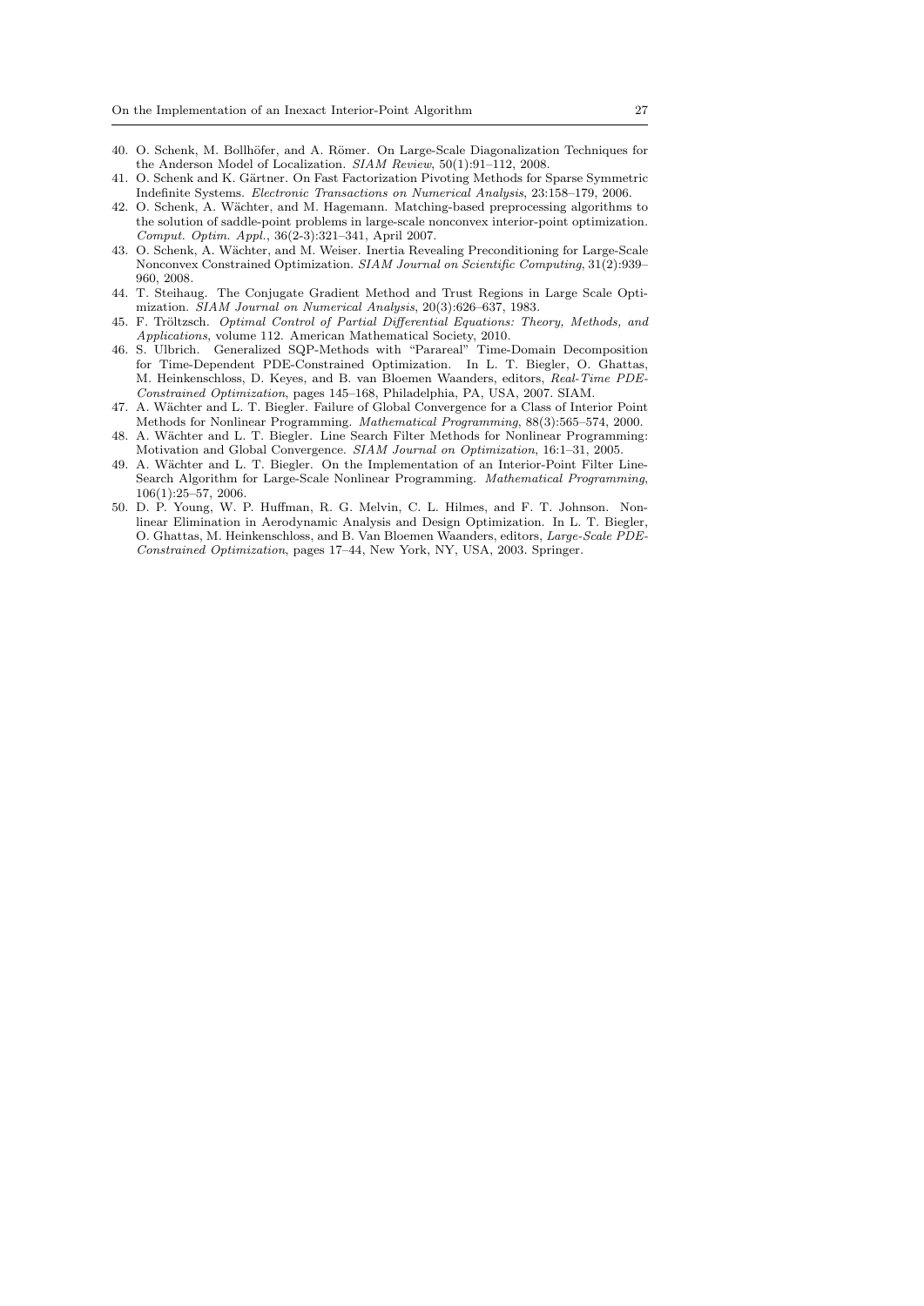40. O. Schenk, M. Bollhöfer, and A. Römer. On Large-Scale Diagonalization Techniques for the Anderson Model of Localization. *SIAM Review*, 50(1):91–112, 2008.
41. O. Schenk and K. Gärtner. On Fast Factorization Pivoting Methods for Sparse Symmetric Indefinite Systems. *Electronic Transactions on Numerical Analysis*, 23:158–179, 2006.
42. O. Schenk, A. Wächter, and M. Hagemann. Matching-based preprocessing algorithms to the solution of saddle-point problems in large-scale nonconvex interior-point optimization. *Comput. Optim. Appl.*, 36(2-3):321–341, April 2007.
43. O. Schenk, A. Wächter, and M. Weiser. Inertia Revealing Preconditioning for Large-Scale Nonconvex Constrained Optimization. *SIAM Journal on Scientific Computing*, 31(2):939–960, 2008.
44. T. Steihaug. The Conjugate Gradient Method and Trust Regions in Large Scale Optimization. *SIAM Journal on Numerical Analysis*, 20(3):626–637, 1983.
45. F. Tröltzsch. *Optimal Control of Partial Differential Equations: Theory, Methods, and Applications*, volume 112. American Mathematical Society, 2010.
46. S. Ulbrich. Generalized SQP-Methods with "Parareal" Time-Domain Decomposition for Time-Dependent PDE-Constrained Optimization. In L. T. Biegler, O. Ghattas, M. Heinkenschloss, D. Keyes, and B. van Bloemen Waanders, editors, *Real-Time PDE-Constrained Optimization*, pages 145–168, Philadelphia, PA, USA, 2007. SIAM.
47. A. Wächter and L. T. Biegler. Failure of Global Convergence for a Class of Interior Point Methods for Nonlinear Programming. *Mathematical Programming*, 88(3):565–574, 2000.
48. A. Wächter and L. T. Biegler. Line Search Filter Methods for Nonlinear Programming: Motivation and Global Convergence. *SIAM Journal on Optimization*, 16:1–31, 2005.
49. A. Wächter and L. T. Biegler. On the Implementation of an Interior-Point Filter Line-Search Algorithm for Large-Scale Nonlinear Programming. *Mathematical Programming*, 106(1):25–57, 2006.
50. D. P. Young, W. P. Huffman, R. G. Melvin, C. L. Hilmes, and F. T. Johnson. Nonlinear Elimination in Aerodynamic Analysis and Design Optimization. In L. T. Biegler, O. Ghattas, M. Heinkenschloss, and B. Van Bloemen Waanders, editors, *Large-Scale PDE-Constrained Optimization*, pages 17–44, New York, NY, USA, 2003. Springer.